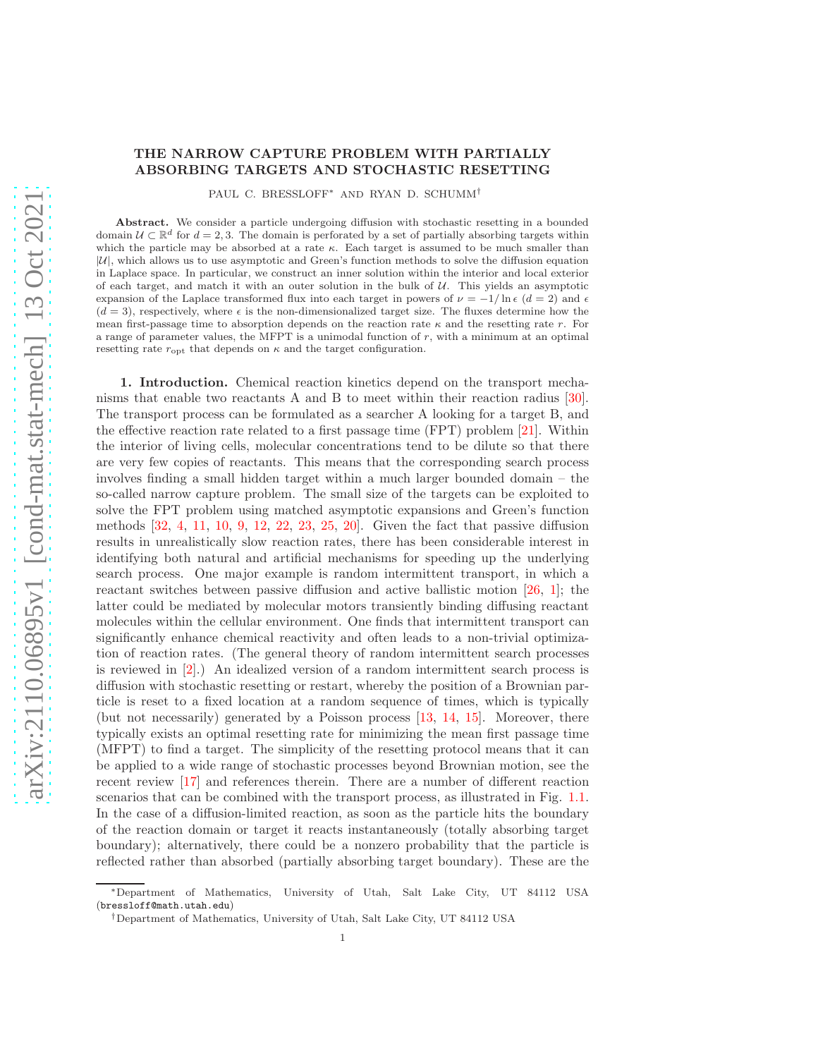# THE NARROW CAPTURE PROBLEM WITH PARTIALLY ABSORBING TARGETS AND STOCHASTIC RESETTING

PAUL C. BRESSLOFF* AND RYAN D. SCHUMM†

**Abstract.** We consider a particle undergoing diffusion with stochastic resetting in a bounded domain $\mathcal{U} \subset \mathbb{R}^d$ for $d = 2, 3$. The domain is perforated by a set of partially absorbing targets within which the particle may be absorbed at a rate $\kappa$. Each target is assumed to be much smaller than $|\mathcal{U}|$, which allows us to use asymptotic and Green's function methods to solve the diffusion equation in Laplace space. In particular, we construct an inner solution within the interior and local exterior of each target, and match it with an outer solution in the bulk of $\mathcal{U}$. This yields an asymptotic expansion of the Laplace transformed flux into each target in powers of $\nu = -1/\ln \epsilon$ ($d = 2$) and $\epsilon$ ($d = 3$), respectively, where $\epsilon$ is the non-dimensionalized target size. The fluxes determine how the mean first-passage time to absorption depends on the reaction rate $\kappa$ and the resetting rate $r$. For a range of parameter values, the MFPT is a unimodal function of $r$, with a minimum at an optimal resetting rate $r_{\rm opt}$ that depends on $\kappa$ and the target configuration.

## 1. Introduction.

Chemical reaction kinetics depend on the transport mechanisms that enable two reactants A and B to meet within their reaction radius [30]. The transport process can be formulated as a searcher A looking for a target B, and the effective reaction rate related to a first passage time (FPT) problem [21]. Within the interior of living cells, molecular concentrations tend to be dilute so that there are very few copies of reactants. This means that the corresponding search process involves finding a small hidden target within a much larger bounded domain – the so-called narrow capture problem. The small size of the targets can be exploited to solve the FPT problem using matched asymptotic expansions and Green's function methods [32, 4, 11, 10, 9, 12, 22, 23, 25, 20]. Given the fact that passive diffusion results in unrealistically slow reaction rates, there has been considerable interest in identifying both natural and artificial mechanisms for speeding up the underlying search process. One major example is random intermittent transport, in which a reactant switches between passive diffusion and active ballistic motion [26, 1]; the latter could be mediated by molecular motors transiently binding diffusing reactant molecules within the cellular environment. One finds that intermittent transport can significantly enhance chemical reactivity and often leads to a non-trivial optimization of reaction rates. (The general theory of random intermittent search processes is reviewed in [2].) An idealized version of a random intermittent search process is diffusion with stochastic resetting or restart, whereby the position of a Brownian particle is reset to a fixed location at a random sequence of times, which is typically (but not necessarily) generated by a Poisson process [13, 14, 15]. Moreover, there typically exists an optimal resetting rate for minimizing the mean first passage time (MFPT) to find a target. The simplicity of the resetting protocol means that it can be applied to a wide range of stochastic processes beyond Brownian motion, see the recent review [17] and references therein. There are a number of different reaction scenarios that can be combined with the transport process, as illustrated in Fig. 1.1. In the case of a diffusion-limited reaction, as soon as the particle hits the boundary of the reaction domain or target it reacts instantaneously (totally absorbing target boundary); alternatively, there could be a nonzero probability that the particle is reflected rather than absorbed (partially absorbing target boundary). These are the

*Department of Mathematics, University of Utah, Salt Lake City, UT 84112 USA (bressloff@math.utah.edu)

†Department of Mathematics, University of Utah, Salt Lake City, UT 84112 USA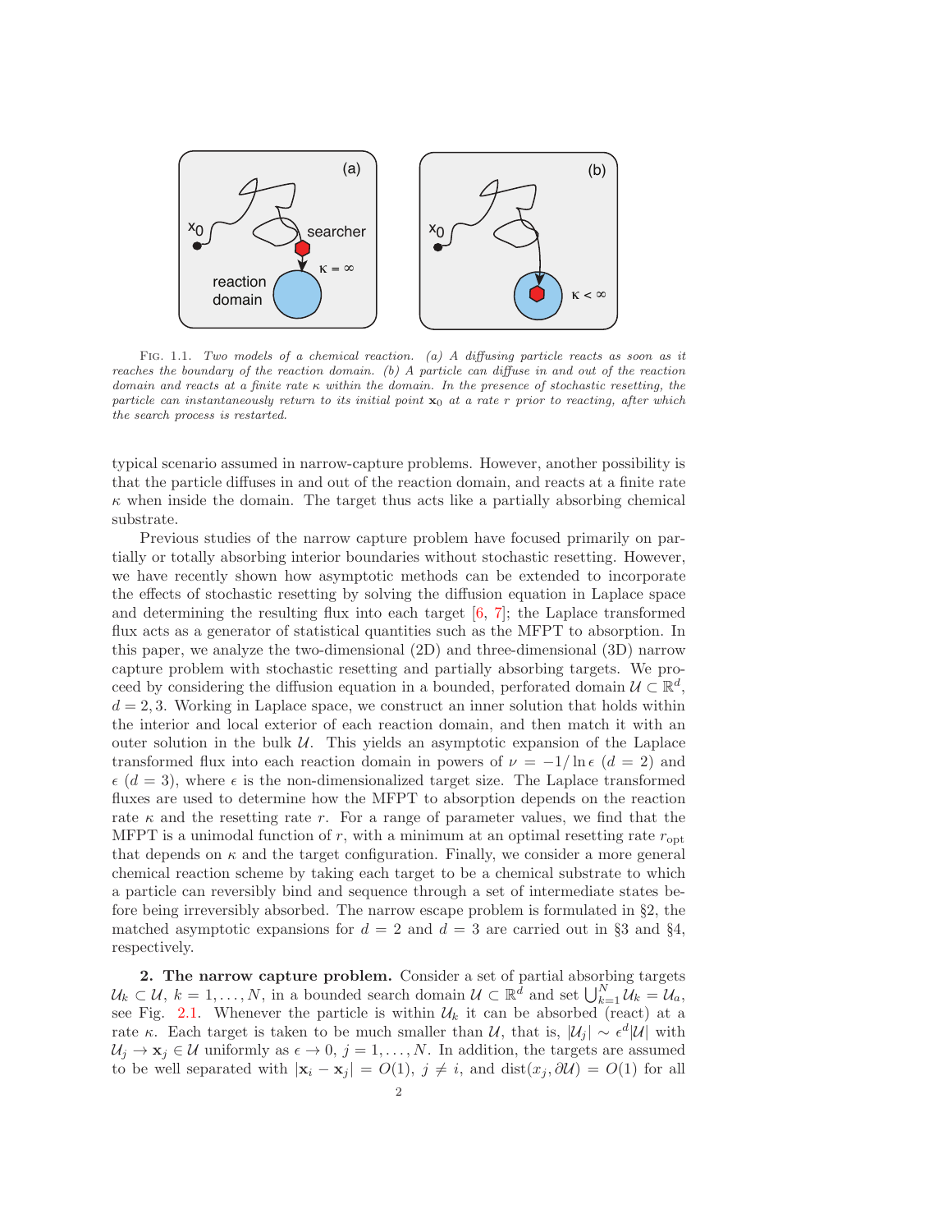FIG. 1.1. *Two models of a chemical reaction. (a) A diffusing particle reacts as soon as it reaches the boundary of the reaction domain. (b) A particle can diffuse in and out of the reaction domain and reacts at a finite rate $\kappa$ within the domain. In the presence of stochastic resetting, the particle can instantaneously return to its initial point $\mathbf{x}_0$ at a rate $r$ prior to reacting, after which the search process is restarted.*

typical scenario assumed in narrow-capture problems. However, another possibility is that the particle diffuses in and out of the reaction domain, and reacts at a finite rate $\kappa$ when inside the domain. The target thus acts like a partially absorbing chemical substrate.

Previous studies of the narrow capture problem have focused primarily on partially or totally absorbing interior boundaries without stochastic resetting. However, we have recently shown how asymptotic methods can be extended to incorporate the effects of stochastic resetting by solving the diffusion equation in Laplace space and determining the resulting flux into each target [6, 7]; the Laplace transformed flux acts as a generator of statistical quantities such as the MFPT to absorption. In this paper, we analyze the two-dimensional (2D) and three-dimensional (3D) narrow capture problem with stochastic resetting and partially absorbing targets. We proceed by considering the diffusion equation in a bounded, perforated domain $\mathcal{U} \subset \mathbb{R}^d$, $d = 2, 3$. Working in Laplace space, we construct an inner solution that holds within the interior and local exterior of each reaction domain, and then match it with an outer solution in the bulk $\mathcal{U}$. This yields an asymptotic expansion of the Laplace transformed flux into each reaction domain in powers of $\nu = -1/\ln \epsilon$ ($d = 2$) and $\epsilon$ ($d = 3$), where $\epsilon$ is the non-dimensionalized target size. The Laplace transformed fluxes are used to determine how the MFPT to absorption depends on the reaction rate $\kappa$ and the resetting rate $r$. For a range of parameter values, we find that the MFPT is a unimodal function of $r$, with a minimum at an optimal resetting rate $r_{\rm opt}$ that depends on $\kappa$ and the target configuration. Finally, we consider a more general chemical reaction scheme by taking each target to be a chemical substrate to which a particle can reversibly bind and sequence through a set of intermediate states before being irreversibly absorbed. The narrow escape problem is formulated in §2, the matched asymptotic expansions for $d = 2$ and $d = 3$ are carried out in §3 and §4, respectively.

**2. The narrow capture problem.** Consider a set of partial absorbing targets $\mathcal{U}_k \subset \mathcal{U}$, $k = 1, \ldots, N$, in a bounded search domain $\mathcal{U} \subset \mathbb{R}^d$ and set $\bigcup_{k=1}^N \mathcal{U}_k = \mathcal{U}_a$, see Fig. 2.1. Whenever the particle is within $\mathcal{U}_k$ it can be absorbed (react) at a rate $\kappa$. Each target is taken to be much smaller than $\mathcal{U}$, that is, $|\mathcal{U}_j| \sim \epsilon^d |\mathcal{U}|$ with $\mathcal{U}_j \to \mathbf{x}_j \in \mathcal{U}$ uniformly as $\epsilon \to 0$, $j = 1, \ldots, N$. In addition, the targets are assumed to be well separated with $|\mathbf{x}_i - \mathbf{x}_j| = O(1)$, $j \neq i$, and $\text{dist}(x_j, \partial\mathcal{U}) = O(1)$ for all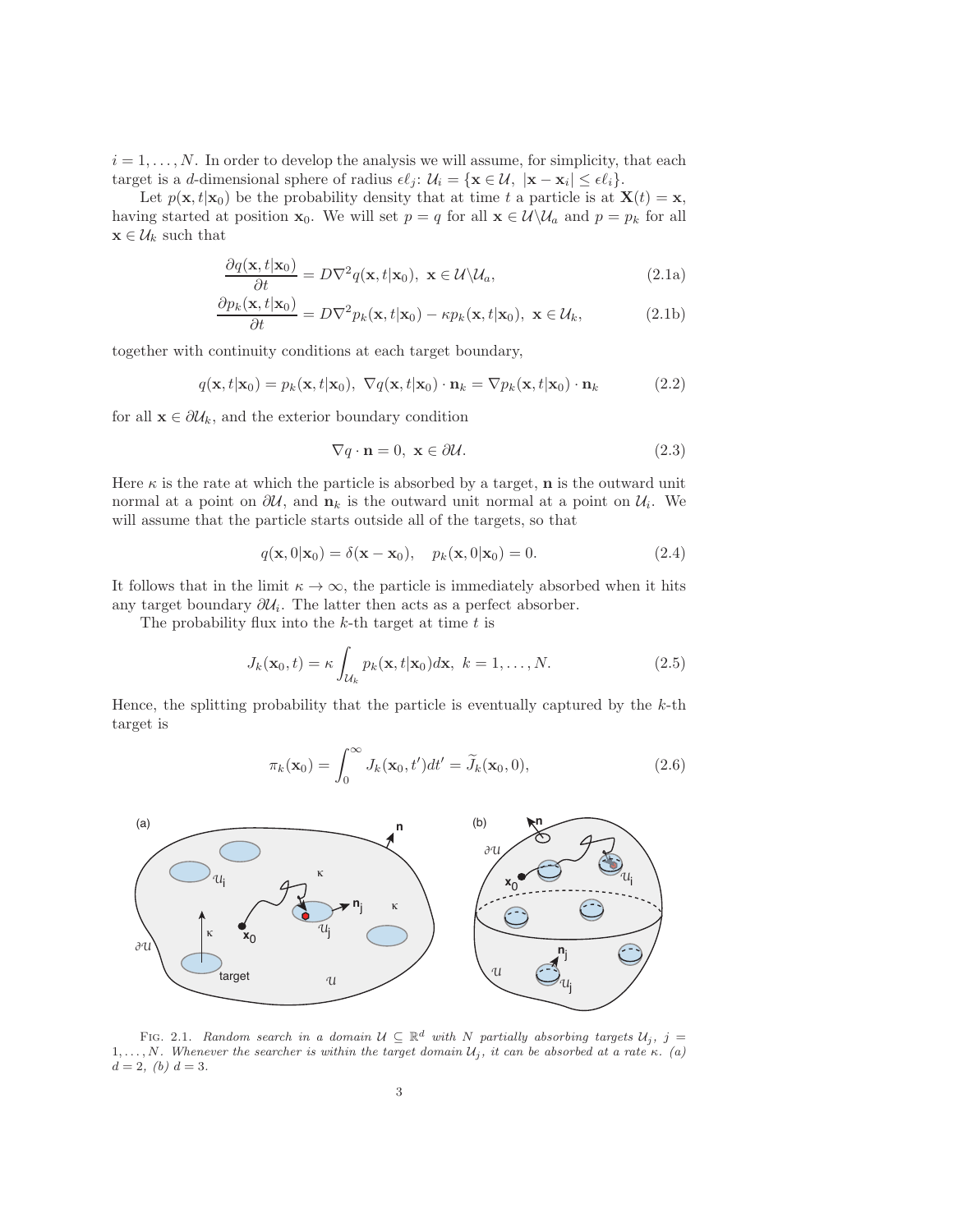$i = 1, \ldots, N$. In order to develop the analysis we will assume, for simplicity, that each target is a $d$-dimensional sphere of radius $\epsilon \ell_j$: $\mathcal{U}_i = \{\mathbf{x} \in \mathcal{U},\ |\mathbf{x} - \mathbf{x}_i| \leq \epsilon \ell_i\}$.

Let $p(\mathbf{x}, t|\mathbf{x}_0)$ be the probability density that at time $t$ a particle is at $\mathbf{X}(t) = \mathbf{x}$, having started at position $\mathbf{x}_0$. We will set $p = q$ for all $\mathbf{x} \in \mathcal{U} \backslash \mathcal{U}_a$ and $p = p_k$ for all $\mathbf{x} \in \mathcal{U}_k$ such that

$$\frac{\partial q(\mathbf{x}, t|\mathbf{x}_0)}{\partial t} = D \nabla^2 q(\mathbf{x}, t|\mathbf{x}_0),\ \mathbf{x} \in \mathcal{U} \backslash \mathcal{U}_a, \tag{2.1a}$$

$$\frac{\partial p_k(\mathbf{x}, t|\mathbf{x}_0)}{\partial t} = D \nabla^2 p_k(\mathbf{x}, t|\mathbf{x}_0) - \kappa p_k(\mathbf{x}, t|\mathbf{x}_0),\ \mathbf{x} \in \mathcal{U}_k, \tag{2.1b}$$

together with continuity conditions at each target boundary,

$$q(\mathbf{x}, t|\mathbf{x}_0) = p_k(\mathbf{x}, t|\mathbf{x}_0),\ \nabla q(\mathbf{x}, t|\mathbf{x}_0) \cdot \mathbf{n}_k = \nabla p_k(\mathbf{x}, t|\mathbf{x}_0) \cdot \mathbf{n}_k \tag{2.2}$$

for all $\mathbf{x} \in \partial \mathcal{U}_k$, and the exterior boundary condition

$$\nabla q \cdot \mathbf{n} = 0,\ \mathbf{x} \in \partial \mathcal{U}. \tag{2.3}$$

Here $\kappa$ is the rate at which the particle is absorbed by a target, $\mathbf{n}$ is the outward unit normal at a point on $\partial \mathcal{U}$, and $\mathbf{n}_k$ is the outward unit normal at a point on $\mathcal{U}_i$. We will assume that the particle starts outside all of the targets, so that

$$q(\mathbf{x}, 0|\mathbf{x}_0) = \delta(\mathbf{x} - \mathbf{x}_0), \quad p_k(\mathbf{x}, 0|\mathbf{x}_0) = 0. \tag{2.4}$$

It follows that in the limit $\kappa \to \infty$, the particle is immediately absorbed when it hits any target boundary $\partial \mathcal{U}_i$. The latter then acts as a perfect absorber.

The probability flux into the $k$-th target at time $t$ is

$$J_k(\mathbf{x}_0, t) = \kappa \int_{\mathcal{U}_k} p_k(\mathbf{x}, t|\mathbf{x}_0) d\mathbf{x},\ k = 1, \ldots, N. \tag{2.5}$$

Hence, the splitting probability that the particle is eventually captured by the $k$-th target is

$$\pi_k(\mathbf{x}_0) = \int_0^\infty J_k(\mathbf{x}_0, t') dt' = \widetilde{J}_k(\mathbf{x}_0, 0), \tag{2.6}$$

FIG. 2.1. *Random search in a domain $\mathcal{U} \subseteq \mathbb{R}^d$ with $N$ partially absorbing targets $\mathcal{U}_j$, $j = 1, \ldots, N$. Whenever the searcher is within the target domain $\mathcal{U}_j$, it can be absorbed at a rate $\kappa$. (a) $d = 2$, (b) $d = 3$.*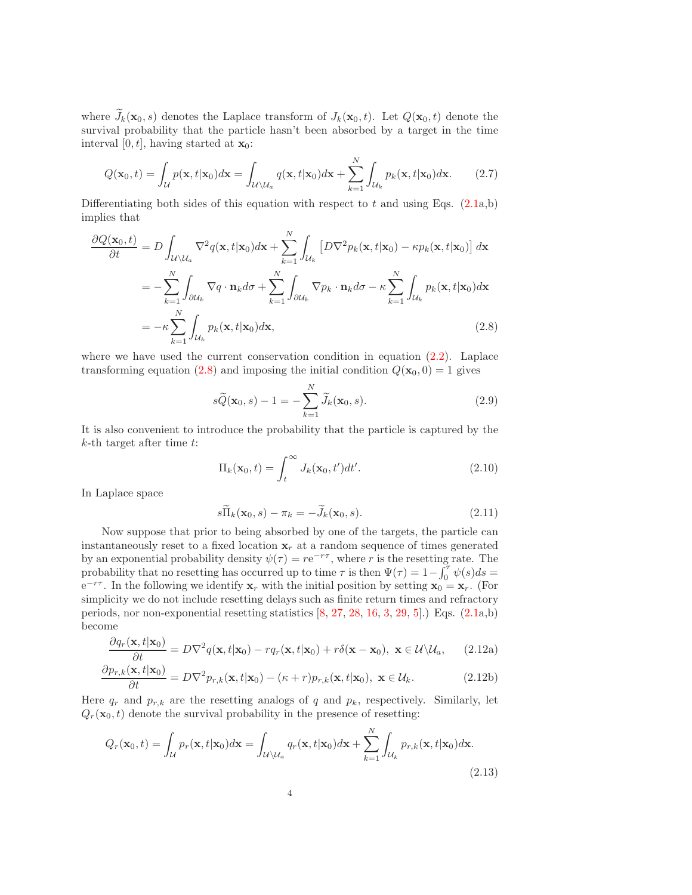where $\widetilde{J}_k(\mathbf{x}_0, s)$ denotes the Laplace transform of $J_k(\mathbf{x}_0, t)$. Let $Q(\mathbf{x}_0, t)$ denote the survival probability that the particle hasn't been absorbed by a target in the time interval $[0, t]$, having started at $\mathbf{x}_0$:

$$Q(\mathbf{x}_0, t) = \int_{\mathcal{U}} p(\mathbf{x}, t|\mathbf{x}_0) d\mathbf{x} = \int_{\mathcal{U}\backslash\mathcal{U}_a} q(\mathbf{x}, t|\mathbf{x}_0) d\mathbf{x} + \sum_{k=1}^{N} \int_{\mathcal{U}_k} p_k(\mathbf{x}, t|\mathbf{x}_0) d\mathbf{x}. \tag{2.7}$$

Differentiating both sides of this equation with respect to $t$ and using Eqs. (2.1a,b) implies that

$$\begin{aligned}
\frac{\partial Q(\mathbf{x}_0, t)}{\partial t} &= D \int_{\mathcal{U}\backslash\mathcal{U}_a} \nabla^2 q(\mathbf{x}, t|\mathbf{x}_0) d\mathbf{x} + \sum_{k=1}^{N} \int_{\mathcal{U}_k} \left[ D\nabla^2 p_k(\mathbf{x}, t|\mathbf{x}_0) - \kappa p_k(\mathbf{x}, t|\mathbf{x}_0) \right] d\mathbf{x} \\
&= -\sum_{k=1}^{N} \int_{\partial\mathcal{U}_k} \nabla q \cdot \mathbf{n}_k d\sigma + \sum_{k=1}^{N} \int_{\partial\mathcal{U}_k} \nabla p_k \cdot \mathbf{n}_k d\sigma - \kappa \sum_{k=1}^{N} \int_{\mathcal{U}_k} p_k(\mathbf{x}, t|\mathbf{x}_0) d\mathbf{x} \\
&= -\kappa \sum_{k=1}^{N} \int_{\mathcal{U}_k} p_k(\mathbf{x}, t|\mathbf{x}_0) d\mathbf{x},
\end{aligned} \tag{2.8}$$

where we have used the current conservation condition in equation (2.2). Laplace transforming equation (2.8) and imposing the initial condition $Q(\mathbf{x}_0, 0) = 1$ gives

$$s\widetilde{Q}(\mathbf{x}_0, s) - 1 = -\sum_{k=1}^{N} \widetilde{J}_k(\mathbf{x}_0, s). \tag{2.9}$$

It is also convenient to introduce the probability that the particle is captured by the $k$-th target after time $t$:

$$\Pi_k(\mathbf{x}_0, t) = \int_t^\infty J_k(\mathbf{x}_0, t') dt'. \tag{2.10}$$

In Laplace space

$$s\widetilde{\Pi}_k(\mathbf{x}_0, s) - \pi_k = -\widetilde{J}_k(\mathbf{x}_0, s). \tag{2.11}$$

Now suppose that prior to being absorbed by one of the targets, the particle can instantaneously reset to a fixed location $\mathbf{x}_r$ at a random sequence of times generated by an exponential probability density $\psi(\tau) = r\mathrm{e}^{-r\tau}$, where $r$ is the resetting rate. The probability that no resetting has occurred up to time $\tau$ is then $\Psi(\tau) = 1 - \int_0^\tau \psi(s) ds = \mathrm{e}^{-r\tau}$. In the following we identify $\mathbf{x}_r$ with the initial position by setting $\mathbf{x}_0 = \mathbf{x}_r$. (For simplicity we do not include resetting delays such as finite return times and refractory periods, nor non-exponential resetting statistics [8, 27, 28, 16, 3, 29, 5].) Eqs. (2.1a,b) become

$$\frac{\partial q_r(\mathbf{x}, t|\mathbf{x}_0)}{\partial t} = D\nabla^2 q(\mathbf{x}, t|\mathbf{x}_0) - r q_r(\mathbf{x}, t|\mathbf{x}_0) + r\delta(\mathbf{x} - \mathbf{x}_0), \ \mathbf{x} \in \mathcal{U}\backslash\mathcal{U}_a, \tag{2.12a}$$

$$\frac{\partial p_{r,k}(\mathbf{x}, t|\mathbf{x}_0)}{\partial t} = D\nabla^2 p_{r,k}(\mathbf{x}, t|\mathbf{x}_0) - (\kappa + r) p_{r,k}(\mathbf{x}, t|\mathbf{x}_0), \ \mathbf{x} \in \mathcal{U}_k. \tag{2.12b}$$

Here $q_r$ and $p_{r,k}$ are the resetting analogs of $q$ and $p_k$, respectively. Similarly, let $Q_r(\mathbf{x}_0, t)$ denote the survival probability in the presence of resetting:

$$Q_r(\mathbf{x}_0, t) = \int_{\mathcal{U}} p_r(\mathbf{x}, t|\mathbf{x}_0) d\mathbf{x} = \int_{\mathcal{U}\backslash\mathcal{U}_a} q_r(\mathbf{x}, t|\mathbf{x}_0) d\mathbf{x} + \sum_{k=1}^{N} \int_{\mathcal{U}_k} p_{r,k}(\mathbf{x}, t|\mathbf{x}_0) d\mathbf{x}. \tag{2.13}$$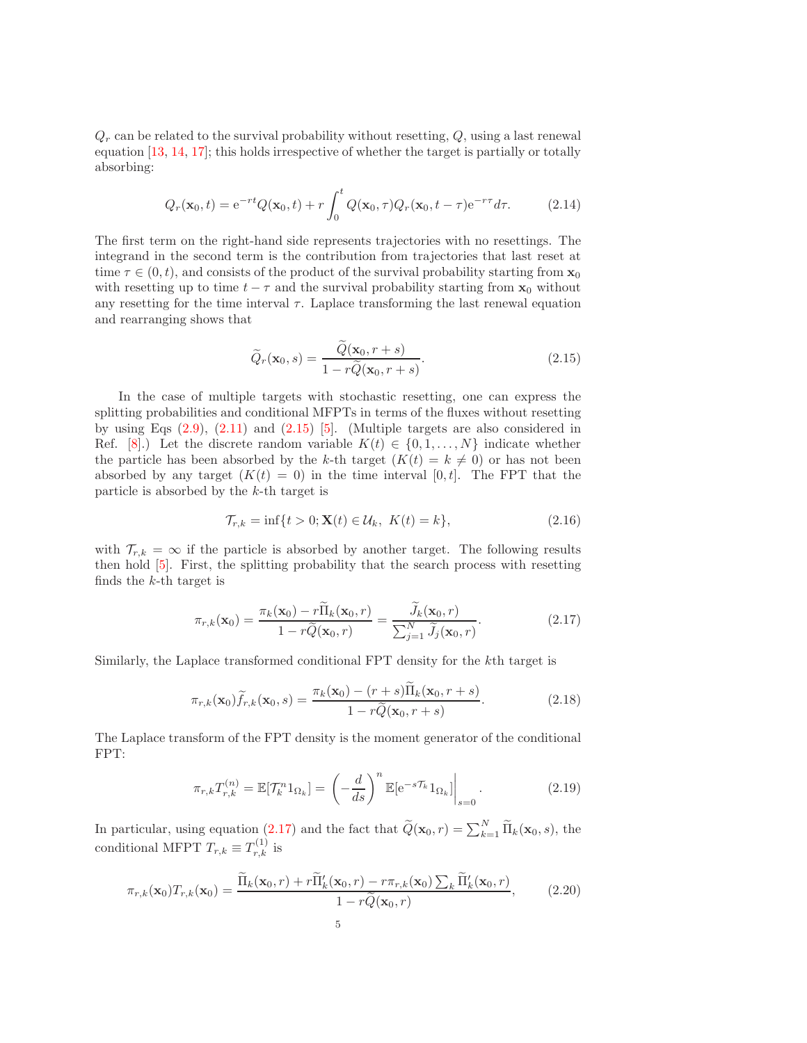$Q_r$ can be related to the survival probability without resetting, $Q$, using a last renewal equation [13, 14, 17]; this holds irrespective of whether the target is partially or totally absorbing:

$$Q_r(\mathbf{x}_0,t) = \mathrm{e}^{-rt} Q(\mathbf{x}_0,t) + r\int_0^t Q(\mathbf{x}_0,\tau) Q_r(\mathbf{x}_0,t-\tau)\mathrm{e}^{-r\tau} d\tau. \tag{2.14}$$

The first term on the right-hand side represents trajectories with no resettings. The integrand in the second term is the contribution from trajectories that last reset at time $\tau \in (0,t)$, and consists of the product of the survival probability starting from $\mathbf{x}_0$ with resetting up to time $t-\tau$ and the survival probability starting from $\mathbf{x}_0$ without any resetting for the time interval $\tau$. Laplace transforming the last renewal equation and rearranging shows that

$$\widetilde{Q}_r(\mathbf{x}_0,s) = \frac{\widetilde{Q}(\mathbf{x}_0,r+s)}{1-r\widetilde{Q}(\mathbf{x}_0,r+s)}. \tag{2.15}$$

In the case of multiple targets with stochastic resetting, one can express the splitting probabilities and conditional MFPTs in terms of the fluxes without resetting by using Eqs (2.9), (2.11) and (2.15) [5]. (Multiple targets are also considered in Ref. [8].) Let the discrete random variable $K(t) \in \{0,1,\ldots,N\}$ indicate whether the particle has been absorbed by the $k$-th target ($K(t) = k \neq 0$) or has not been absorbed by any target ($K(t) = 0$) in the time interval $[0,t]$. The FPT that the particle is absorbed by the $k$-th target is

$$\mathcal{T}_{r,k} = \inf\{t>0; \mathbf{X}(t) \in \mathcal{U}_k,\ K(t) = k\}, \tag{2.16}$$

with $\mathcal{T}_{r,k} = \infty$ if the particle is absorbed by another target. The following results then hold [5]. First, the splitting probability that the search process with resetting finds the $k$-th target is

$$\pi_{r,k}(\mathbf{x}_0) = \frac{\pi_k(\mathbf{x}_0) - r\widetilde{\Pi}_k(\mathbf{x}_0,r)}{1-r\widetilde{Q}(\mathbf{x}_0,r)} = \frac{\widetilde{J}_k(\mathbf{x}_0,r)}{\sum_{j=1}^N \widetilde{J}_j(\mathbf{x}_0,r)}. \tag{2.17}$$

Similarly, the Laplace transformed conditional FPT density for the $k$th target is

$$\pi_{r,k}(\mathbf{x}_0)\widetilde{f}_{r,k}(\mathbf{x}_0,s) = \frac{\pi_k(\mathbf{x}_0) - (r+s)\widetilde{\Pi}_k(\mathbf{x}_0,r+s)}{1-r\widetilde{Q}(\mathbf{x}_0,r+s)}. \tag{2.18}$$

The Laplace transform of the FPT density is the moment generator of the conditional FPT:

$$\pi_{r,k} T_{r,k}^{(n)} = \mathbb{E}[\mathcal{T}_k^n 1_{\Omega_k}] = \left(-\frac{d}{ds}\right)^n \mathbb{E}[\mathrm{e}^{-s\mathcal{T}_k} 1_{\Omega_k}]\bigg|_{s=0}. \tag{2.19}$$

In particular, using equation (2.17) and the fact that $\widetilde{Q}(\mathbf{x}_0,r) = \sum_{k=1}^N \widetilde{\Pi}_k(\mathbf{x}_0,s)$, the conditional MFPT $T_{r,k} \equiv T_{r,k}^{(1)}$ is

$$\pi_{r,k}(\mathbf{x}_0) T_{r,k}(\mathbf{x}_0) = \frac{\widetilde{\Pi}_k(\mathbf{x}_0,r) + r\widetilde{\Pi}_k'(\mathbf{x}_0,r) - r\pi_{r,k}(\mathbf{x}_0)\sum_k \widetilde{\Pi}_k'(\mathbf{x}_0,r)}{1-r\widetilde{Q}(\mathbf{x}_0,r)}, \tag{2.20}$$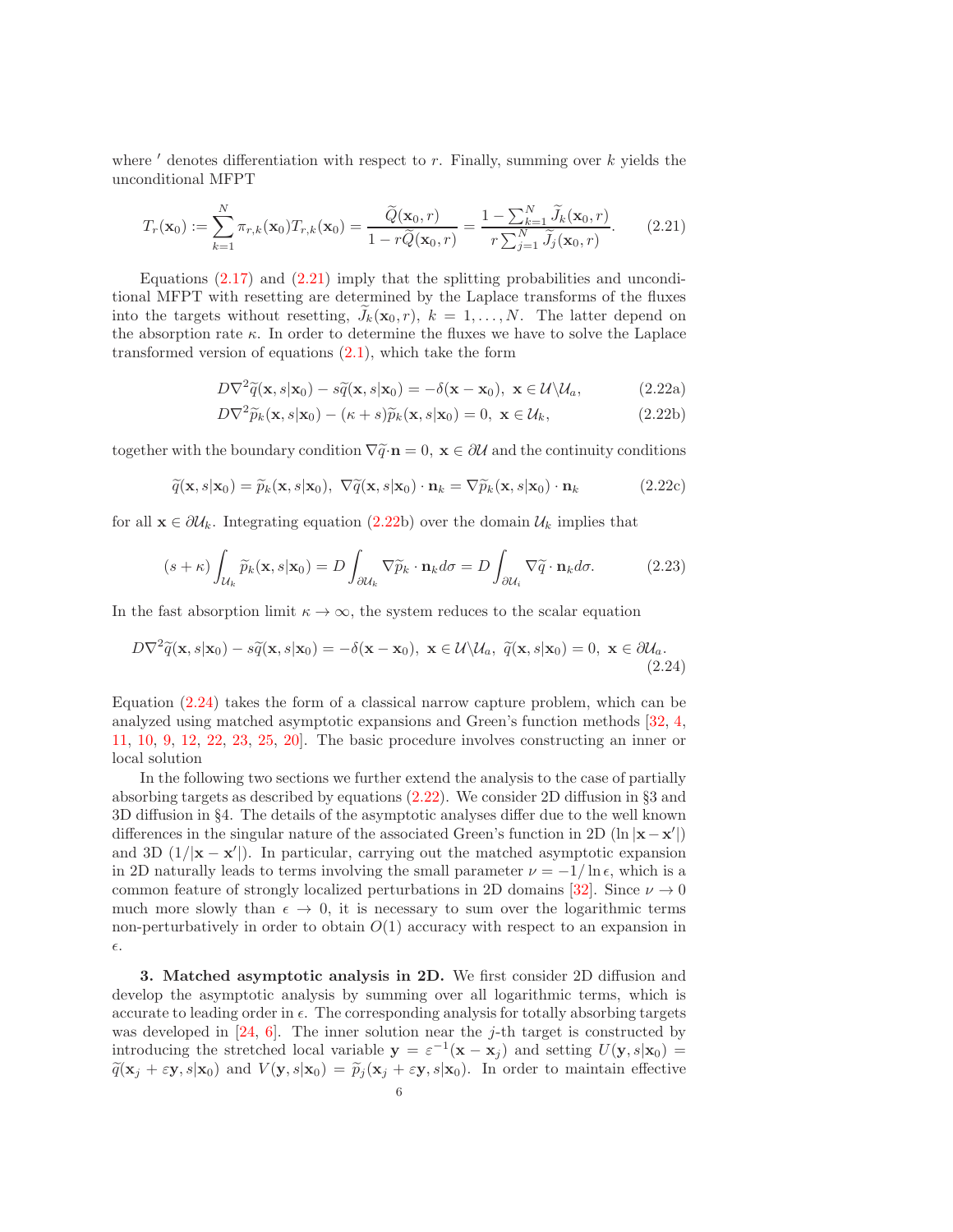where $'$ denotes differentiation with respect to $r$. Finally, summing over $k$ yields the unconditional MFPT

$$T_r(\mathbf{x}_0) := \sum_{k=1}^N \pi_{r,k}(\mathbf{x}_0) T_{r,k}(\mathbf{x}_0) = \frac{\widetilde{Q}(\mathbf{x}_0, r)}{1 - r\widetilde{Q}(\mathbf{x}_0, r)} = \frac{1 - \sum_{k=1}^N \widetilde{J}_k(\mathbf{x}_0, r)}{r \sum_{j=1}^N \widetilde{J}_j(\mathbf{x}_0, r)}. \tag{2.21}$$

Equations (2.17) and (2.21) imply that the splitting probabilities and unconditional MFPT with resetting are determined by the Laplace transforms of the fluxes into the targets without resetting, $\widetilde{J}_k(\mathbf{x}_0, r)$, $k = 1, \ldots, N$. The latter depend on the absorption rate $\kappa$. In order to determine the fluxes we have to solve the Laplace transformed version of equations (2.1), which take the form

$$D\nabla^2 \widetilde{q}(\mathbf{x}, s|\mathbf{x}_0) - s\widetilde{q}(\mathbf{x}, s|\mathbf{x}_0) = -\delta(\mathbf{x} - \mathbf{x}_0), \ \mathbf{x} \in \mathcal{U} \backslash \mathcal{U}_a, \tag{2.22a}$$

$$D\nabla^2 \widetilde{p}_k(\mathbf{x}, s|\mathbf{x}_0) - (\kappa + s)\widetilde{p}_k(\mathbf{x}, s|\mathbf{x}_0) = 0, \ \mathbf{x} \in \mathcal{U}_k, \tag{2.22b}$$

together with the boundary condition $\nabla \widetilde{q} \cdot \mathbf{n} = 0$, $\mathbf{x} \in \partial \mathcal{U}$ and the continuity conditions

$$\widetilde{q}(\mathbf{x}, s|\mathbf{x}_0) = \widetilde{p}_k(\mathbf{x}, s|\mathbf{x}_0), \ \nabla \widetilde{q}(\mathbf{x}, s|\mathbf{x}_0) \cdot \mathbf{n}_k = \nabla \widetilde{p}_k(\mathbf{x}, s|\mathbf{x}_0) \cdot \mathbf{n}_k \tag{2.22c}$$

for all $\mathbf{x} \in \partial \mathcal{U}_k$. Integrating equation (2.22b) over the domain $\mathcal{U}_k$ implies that

$$(s + \kappa) \int_{\mathcal{U}_k} \widetilde{p}_k(\mathbf{x}, s|\mathbf{x}_0) = D \int_{\partial \mathcal{U}_k} \nabla \widetilde{p}_k \cdot \mathbf{n}_k d\sigma = D \int_{\partial \mathcal{U}_i} \nabla \widetilde{q} \cdot \mathbf{n}_k d\sigma. \tag{2.23}$$

In the fast absorption limit $\kappa \to \infty$, the system reduces to the scalar equation

$$D\nabla^2 \widetilde{q}(\mathbf{x}, s|\mathbf{x}_0) - s\widetilde{q}(\mathbf{x}, s|\mathbf{x}_0) = -\delta(\mathbf{x} - \mathbf{x}_0), \ \mathbf{x} \in \mathcal{U} \backslash \mathcal{U}_a, \ \widetilde{q}(\mathbf{x}, s|\mathbf{x}_0) = 0, \ \mathbf{x} \in \partial \mathcal{U}_a. \tag{2.24}$$

Equation (2.24) takes the form of a classical narrow capture problem, which can be analyzed using matched asymptotic expansions and Green's function methods [32, 4, 11, 10, 9, 12, 22, 23, 25, 20]. The basic procedure involves constructing an inner or local solution

In the following two sections we further extend the analysis to the case of partially absorbing targets as described by equations (2.22). We consider 2D diffusion in §3 and 3D diffusion in §4. The details of the asymptotic analyses differ due to the well known differences in the singular nature of the associated Green's function in 2D ($\ln|\mathbf{x} - \mathbf{x}'|$) and 3D ($1/|\mathbf{x} - \mathbf{x}'|$). In particular, carrying out the matched asymptotic expansion in 2D naturally leads to terms involving the small parameter $\nu = -1/\ln \epsilon$, which is a common feature of strongly localized perturbations in 2D domains [32]. Since $\nu \to 0$ much more slowly than $\epsilon \to 0$, it is necessary to sum over the logarithmic terms non-perturbatively in order to obtain $O(1)$ accuracy with respect to an expansion in $\epsilon$.

## 3. Matched asymptotic analysis in 2D.

We first consider 2D diffusion and develop the asymptotic analysis by summing over all logarithmic terms, which is accurate to leading order in $\epsilon$. The corresponding analysis for totally absorbing targets was developed in [24, 6]. The inner solution near the $j$-th target is constructed by introducing the stretched local variable $\mathbf{y} = \varepsilon^{-1}(\mathbf{x} - \mathbf{x}_j)$ and setting $U(\mathbf{y}, s|\mathbf{x}_0) = \widetilde{q}(\mathbf{x}_j + \varepsilon \mathbf{y}, s|\mathbf{x}_0)$ and $V(\mathbf{y}, s|\mathbf{x}_0) = \widetilde{p}_j(\mathbf{x}_j + \varepsilon \mathbf{y}, s|\mathbf{x}_0)$. In order to maintain effective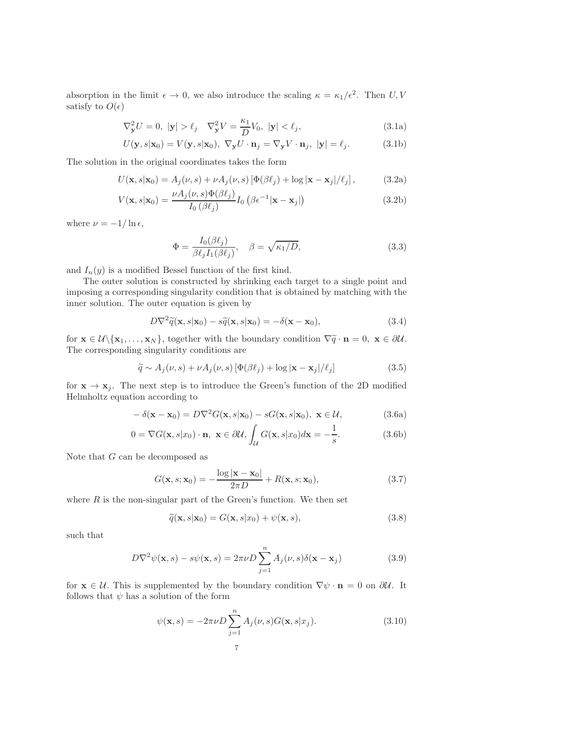absorption in the limit $\epsilon \to 0$, we also introduce the scaling $\kappa = \kappa_1/\epsilon^2$. Then $U, V$ satisfy to $O(\epsilon)$

$$
\nabla_{\mathbf{y}}^2 U = 0, \ |\mathbf{y}| > \ell_j \quad \nabla_{\mathbf{y}}^2 V = \frac{\kappa_1}{D} V_0, \ |\mathbf{y}| < \ell_j, \tag{3.1a}
$$

$$
U(\mathbf{y}, s|\mathbf{x}_0) = V(\mathbf{y}, s|\mathbf{x}_0), \ \nabla_{\mathbf{y}} U \cdot \mathbf{n}_j = \nabla_{\mathbf{y}} V \cdot \mathbf{n}_j, \ |\mathbf{y}| = \ell_j. \tag{3.1b}
$$

The solution in the original coordinates takes the form

$$
U(\mathbf{x}, s|\mathbf{x}_0) = A_j(\nu, s) + \nu A_j(\nu, s) \left[\Phi(\beta \ell_j) + \log |\mathbf{x} - \mathbf{x}_j|/\ell_j\right], \tag{3.2a}
$$

$$
V(\mathbf{x}, s|\mathbf{x}_0) = \frac{\nu A_j(\nu, s) \Phi(\beta \ell_j)}{I_0(\beta \ell_j)} I_0\left(\beta \epsilon^{-1} |\mathbf{x} - \mathbf{x}_j|\right) \tag{3.2b}
$$

where $\nu = -1/\ln \epsilon$,

$$
\Phi = \frac{I_0(\beta \ell_j)}{\beta \ell_j I_1(\beta \ell_j)}, \quad \beta = \sqrt{\kappa_1/D}, \tag{3.3}
$$

and $I_n(y)$ is a modified Bessel function of the first kind.

The outer solution is constructed by shrinking each target to a single point and imposing a corresponding singularity condition that is obtained by matching with the inner solution. The outer equation is given by

$$
D\nabla^2 \widetilde{q}(\mathbf{x}, s|\mathbf{x}_0) - s\widetilde{q}(\mathbf{x}, s|\mathbf{x}_0) = -\delta(\mathbf{x} - \mathbf{x}_0), \tag{3.4}
$$

for $\mathbf{x} \in \mathcal{U} \backslash \{\mathbf{x}_1, \ldots, \mathbf{x}_N\}$, together with the boundary condition $\nabla \widetilde{q} \cdot \mathbf{n} = 0, \ \mathbf{x} \in \partial \mathcal{U}$. The corresponding singularity conditions are

$$
\widetilde{q} \sim A_j(\nu, s) + \nu A_j(\nu, s) \left[\Phi(\beta \ell_j) + \log |\mathbf{x} - \mathbf{x}_j|/\ell_j\right] \tag{3.5}
$$

for $\mathbf{x} \to \mathbf{x}_j$. The next step is to introduce the Green's function of the 2D modified Helmholtz equation according to

$$
-\delta(\mathbf{x} - \mathbf{x}_0) = D\nabla^2 G(\mathbf{x}, s|\mathbf{x}_0) - sG(\mathbf{x}, s|\mathbf{x}_0), \ \mathbf{x} \in \mathcal{U}, \tag{3.6a}
$$

$$
0 = \nabla G(\mathbf{x}, s|x_0) \cdot \mathbf{n}, \ \mathbf{x} \in \partial \mathcal{U}, \int_{\mathcal{U}} G(\mathbf{x}, s|x_0) d\mathbf{x} = -\frac{1}{s}. \tag{3.6b}
$$

Note that $G$ can be decomposed as

$$
G(\mathbf{x}, s; \mathbf{x}_0) = -\frac{\log |\mathbf{x} - \mathbf{x}_0|}{2\pi D} + R(\mathbf{x}, s; \mathbf{x}_0), \tag{3.7}
$$

where $R$ is the non-singular part of the Green's function. We then set

$$
\widetilde{q}(\mathbf{x}, s|\mathbf{x}_0) = G(\mathbf{x}, s|x_0) + \psi(\mathbf{x}, s), \tag{3.8}
$$

such that

$$
D\nabla^2 \psi(\mathbf{x}, s) - s\psi(\mathbf{x}, s) = 2\pi \nu D \sum_{j=1}^{n} A_j(\nu, s) \delta(\mathbf{x} - \mathbf{x}_j) \tag{3.9}
$$

for $\mathbf{x} \in \mathcal{U}$. This is supplemented by the boundary condition $\nabla \psi \cdot \mathbf{n} = 0$ on $\partial \mathcal{U}$. It follows that $\psi$ has a solution of the form

$$
\psi(\mathbf{x}, s) = -2\pi \nu D \sum_{j=1}^{n} A_j(\nu, s) G(\mathbf{x}, s|x_j). \tag{3.10}
$$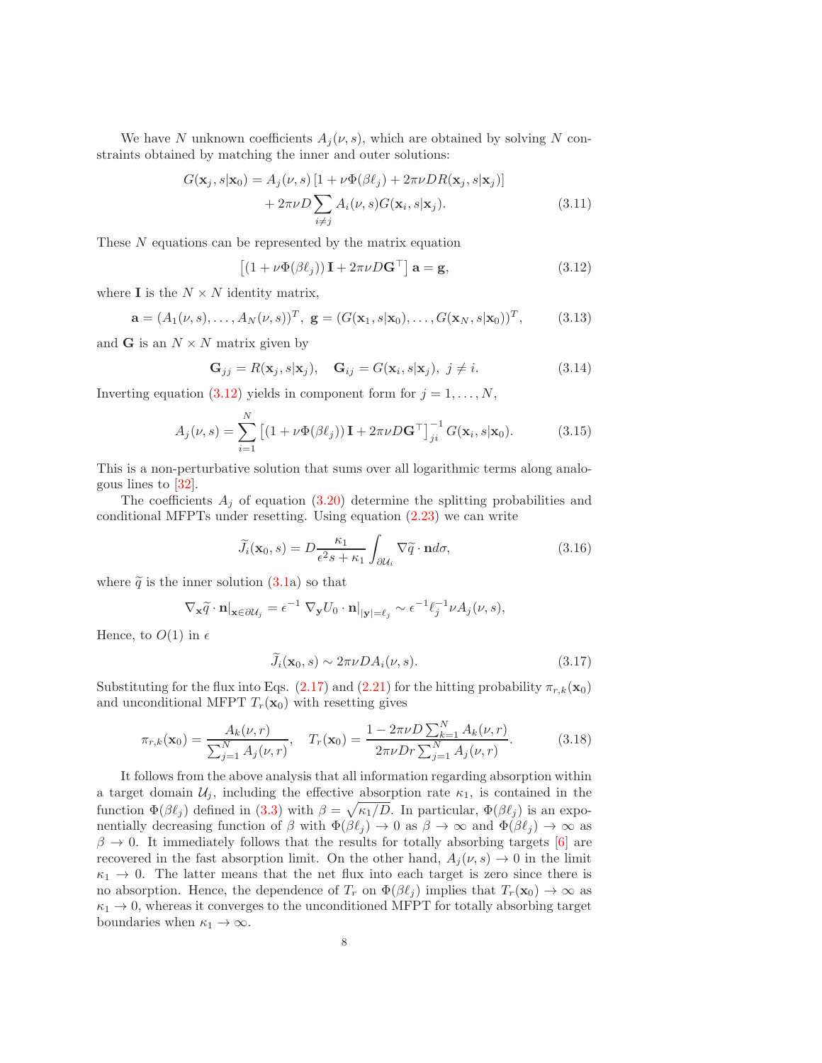We have $N$ unknown coefficients $A_j(\nu, s)$, which are obtained by solving $N$ constraints obtained by matching the inner and outer solutions:

$$
\begin{aligned}
G(\mathbf{x}_j, s|\mathbf{x}_0) = A_j(\nu, s) \left[1 + \nu\Phi(\beta\ell_j) + 2\pi\nu D R(\mathbf{x}_j, s|\mathbf{x}_j)\right] \\
+ 2\pi\nu D \sum_{i\neq j} A_i(\nu, s) G(\mathbf{x}_i, s|\mathbf{x}_j).
\end{aligned}
\tag{3.11}
$$

These $N$ equations can be represented by the matrix equation

$$
\left[(1 + \nu\Phi(\beta\ell_j))\,\mathbf{I} + 2\pi\nu D\mathbf{G}^\top\right]\mathbf{a} = \mathbf{g}, \tag{3.12}
$$

where $\mathbf{I}$ is the $N \times N$ identity matrix,

$$
\mathbf{a} = (A_1(\nu, s), \ldots, A_N(\nu, s))^T, \;\; \mathbf{g} = (G(\mathbf{x}_1, s|\mathbf{x}_0), \ldots, G(\mathbf{x}_N, s|\mathbf{x}_0))^T, \tag{3.13}
$$

and $\mathbf{G}$ is an $N \times N$ matrix given by

$$
\mathbf{G}_{jj} = R(\mathbf{x}_j, s|\mathbf{x}_j), \quad \mathbf{G}_{ij} = G(\mathbf{x}_i, s|\mathbf{x}_j), \; j \neq i. \tag{3.14}
$$

Inverting equation (3.12) yields in component form for $j = 1, \ldots, N$,

$$
A_j(\nu, s) = \sum_{i=1}^{N} \left[(1 + \nu\Phi(\beta\ell_j))\,\mathbf{I} + 2\pi\nu D\mathbf{G}^\top\right]^{-1}_{ji} G(\mathbf{x}_i, s|\mathbf{x}_0). \tag{3.15}
$$

This is a non-perturbative solution that sums over all logarithmic terms along analogous lines to [32].

The coefficients $A_j$ of equation (3.20) determine the splitting probabilities and conditional MFPTs under resetting. Using equation (2.23) we can write

$$
\widetilde{J}_i(\mathbf{x}_0, s) = D\frac{\kappa_1}{\epsilon^2 s + \kappa_1}\int_{\partial\mathcal{U}_i} \nabla\widetilde{q}\cdot\mathbf{n}d\sigma, \tag{3.16}
$$

where $\widetilde{q}$ is the inner solution (3.1a) so that

$$
\nabla_{\mathbf{x}}\widetilde{q}\cdot\mathbf{n}|_{\mathbf{x}\in\partial\mathcal{U}_j} = \epsilon^{-1}\,\nabla_{\mathbf{y}}U_0\cdot\mathbf{n}|_{|\mathbf{y}|=\ell_j} \sim \epsilon^{-1}\ell_j^{-1}\nu A_j(\nu, s),
$$

Hence, to $O(1)$ in $\epsilon$

$$
\widetilde{J}_i(\mathbf{x}_0, s) \sim 2\pi\nu D A_i(\nu, s). \tag{3.17}
$$

Substituting for the flux into Eqs. (2.17) and (2.21) for the hitting probability $\pi_{r,k}(\mathbf{x}_0)$ and unconditional MFPT $T_r(\mathbf{x}_0)$ with resetting gives

$$
\pi_{r,k}(\mathbf{x}_0) = \frac{A_k(\nu, r)}{\sum_{j=1}^N A_j(\nu, r)}, \quad T_r(\mathbf{x}_0) = \frac{1 - 2\pi\nu D\sum_{k=1}^N A_k(\nu, r)}{2\pi\nu D r\sum_{j=1}^N A_j(\nu, r)}. \tag{3.18}
$$

It follows from the above analysis that all information regarding absorption within a target domain $\mathcal{U}_j$, including the effective absorption rate $\kappa_1$, is contained in the function $\Phi(\beta\ell_j)$ defined in (3.3) with $\beta = \sqrt{\kappa_1/D}$. In particular, $\Phi(\beta\ell_j)$ is an exponentially decreasing function of $\beta$ with $\Phi(\beta\ell_j) \to 0$ as $\beta \to \infty$ and $\Phi(\beta\ell_j) \to \infty$ as $\beta \to 0$. It immediately follows that the results for totally absorbing targets [6] are recovered in the fast absorption limit. On the other hand, $A_j(\nu, s) \to 0$ in the limit $\kappa_1 \to 0$. The latter means that the net flux into each target is zero since there is no absorption. Hence, the dependence of $T_r$ on $\Phi(\beta\ell_j)$ implies that $T_r(\mathbf{x}_0) \to \infty$ as $\kappa_1 \to 0$, whereas it converges to the unconditioned MFPT for totally absorbing target boundaries when $\kappa_1 \to \infty$.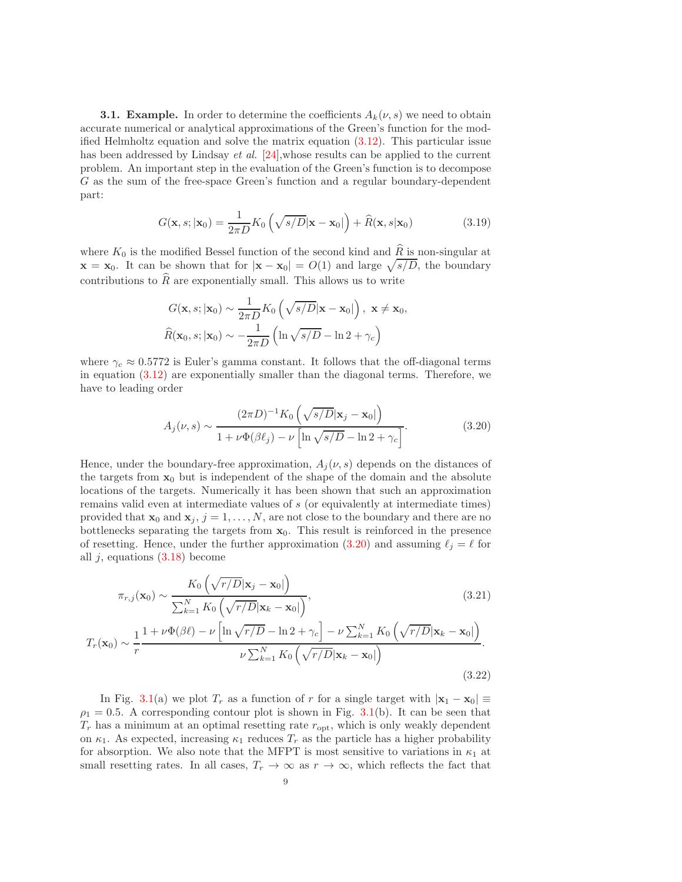**3.1. Example.** In order to determine the coefficients $A_k(\nu, s)$ we need to obtain accurate numerical or analytical approximations of the Green's function for the modified Helmholtz equation and solve the matrix equation (3.12). This particular issue has been addressed by Lindsay *et al.* [24],whose results can be applied to the current problem. An important step in the evaluation of the Green's function is to decompose $G$ as the sum of the free-space Green's function and a regular boundary-dependent part:

$$G(\mathbf{x}, s; |\mathbf{x}_0) = \frac{1}{2\pi D} K_0\left(\sqrt{s/D}|\mathbf{x} - \mathbf{x}_0|\right) + \widehat{R}(\mathbf{x}, s|\mathbf{x}_0) \tag{3.19}$$

where $K_0$ is the modified Bessel function of the second kind and $\widehat{R}$ is non-singular at $\mathbf{x} = \mathbf{x}_0$. It can be shown that for $|\mathbf{x} - \mathbf{x}_0| = O(1)$ and large $\sqrt{s/D}$, the boundary contributions to $\widehat{R}$ are exponentially small. This allows us to write

$$G(\mathbf{x}, s; |\mathbf{x}_0) \sim \frac{1}{2\pi D} K_0\left(\sqrt{s/D}|\mathbf{x} - \mathbf{x}_0|\right), \ \mathbf{x} \neq \mathbf{x}_0,$$

$$\widehat{R}(\mathbf{x}_0, s; |\mathbf{x}_0) \sim -\frac{1}{2\pi D}\left(\ln \sqrt{s/D} - \ln 2 + \gamma_c\right)$$

where $\gamma_c \approx 0.5772$ is Euler's gamma constant. It follows that the off-diagonal terms in equation (3.12) are exponentially smaller than the diagonal terms. Therefore, we have to leading order

$$A_j(\nu, s) \sim \frac{(2\pi D)^{-1} K_0\left(\sqrt{s/D}|\mathbf{x}_j - \mathbf{x}_0|\right)}{1 + \nu\Phi(\beta\ell_j) - \nu\left[\ln\sqrt{s/D} - \ln 2 + \gamma_c\right]}. \tag{3.20}$$

Hence, under the boundary-free approximation, $A_j(\nu, s)$ depends on the distances of the targets from $\mathbf{x}_0$ but is independent of the shape of the domain and the absolute locations of the targets. Numerically it has been shown that such an approximation remains valid even at intermediate values of $s$ (or equivalently at intermediate times) provided that $\mathbf{x}_0$ and $\mathbf{x}_j$, $j = 1, \ldots, N$, are not close to the boundary and there are no bottlenecks separating the targets from $\mathbf{x}_0$. This result is reinforced in the presence of resetting. Hence, under the further approximation (3.20) and assuming $\ell_j = \ell$ for all $j$, equations (3.18) become

$$\pi_{r,j}(\mathbf{x}_0) \sim \frac{K_0\left(\sqrt{r/D}|\mathbf{x}_j - \mathbf{x}_0|\right)}{\sum_{k=1}^N K_0\left(\sqrt{r/D}|\mathbf{x}_k - \mathbf{x}_0|\right)}, \tag{3.21}$$

$$T_r(\mathbf{x}_0) \sim \frac{1}{r}\frac{1 + \nu\Phi(\beta\ell) - \nu\left[\ln\sqrt{r/D} - \ln 2 + \gamma_c\right] - \nu\sum_{k=1}^N K_0\left(\sqrt{r/D}|\mathbf{x}_k - \mathbf{x}_0|\right)}{\nu\sum_{k=1}^N K_0\left(\sqrt{r/D}|\mathbf{x}_k - \mathbf{x}_0|\right)}. \tag{3.22}$$

In Fig. 3.1(a) we plot $T_r$ as a function of $r$ for a single target with $|\mathbf{x}_1 - \mathbf{x}_0| \equiv \rho_1 = 0.5$. A corresponding contour plot is shown in Fig. 3.1(b). It can be seen that $T_r$ has a minimum at an optimal resetting rate $r_{\text{opt}}$, which is only weakly dependent on $\kappa_1$. As expected, increasing $\kappa_1$ reduces $T_r$ as the particle has a higher probability for absorption. We also note that the MFPT is most sensitive to variations in $\kappa_1$ at small resetting rates. In all cases, $T_r \to \infty$ as $r \to \infty$, which reflects the fact that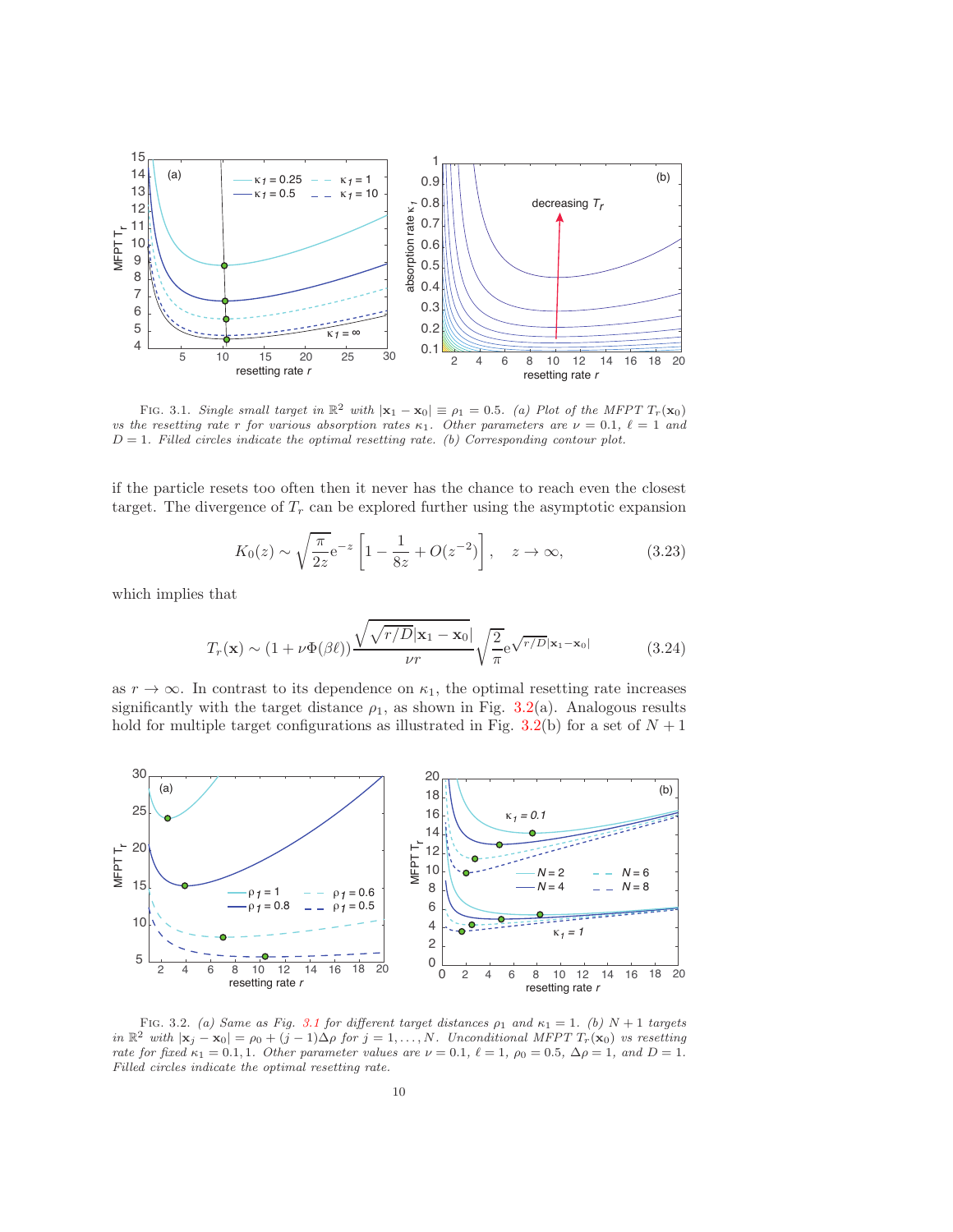FIG. 3.1. *Single small target in* $\mathbb{R}^2$ *with* $|\mathbf{x}_1 - \mathbf{x}_0| \equiv \rho_1 = 0.5$. *(a) Plot of the MFPT* $T_r(\mathbf{x}_0)$ *vs the resetting rate* $r$ *for various absorption rates* $\kappa_1$. *Other parameters are* $\nu = 0.1$, $\ell = 1$ *and* $D = 1$. *Filled circles indicate the optimal resetting rate. (b) Corresponding contour plot.*

if the particle resets too often then it never has the chance to reach even the closest target. The divergence of $T_r$ can be explored further using the asymptotic expansion

$$K_0(z) \sim \sqrt{\frac{\pi}{2z}} \mathrm{e}^{-z} \left[1 - \frac{1}{8z} + O(z^{-2})\right], \quad z \to \infty, \tag{3.23}$$

which implies that

$$T_r(\mathbf{x}) \sim (1 + \nu\Phi(\beta\ell)) \frac{\sqrt{\sqrt{r/D}|\mathbf{x}_1 - \mathbf{x}_0|}}{\nu r} \sqrt{\frac{2}{\pi}} \mathrm{e}^{\sqrt{r/D}|\mathbf{x}_1 - \mathbf{x}_0|} \tag{3.24}$$

as $r \to \infty$. In contrast to its dependence on $\kappa_1$, the optimal resetting rate increases significantly with the target distance $\rho_1$, as shown in Fig. 3.2(a). Analogous results hold for multiple target configurations as illustrated in Fig. 3.2(b) for a set of $N+1$

FIG. 3.2. *(a) Same as Fig. 3.1 for different target distances* $\rho_1$ *and* $\kappa_1 = 1$. *(b)* $N+1$ *targets in* $\mathbb{R}^2$ *with* $|\mathbf{x}_j - \mathbf{x}_0| = \rho_0 + (j-1)\Delta\rho$ *for* $j = 1, \ldots, N$. *Unconditional MFPT* $T_r(\mathbf{x}_0)$ *vs resetting rate for fixed* $\kappa_1 = 0.1, 1$. *Other parameter values are* $\nu = 0.1$, $\ell = 1$, $\rho_0 = 0.5$, $\Delta\rho = 1$, *and* $D = 1$. *Filled circles indicate the optimal resetting rate.*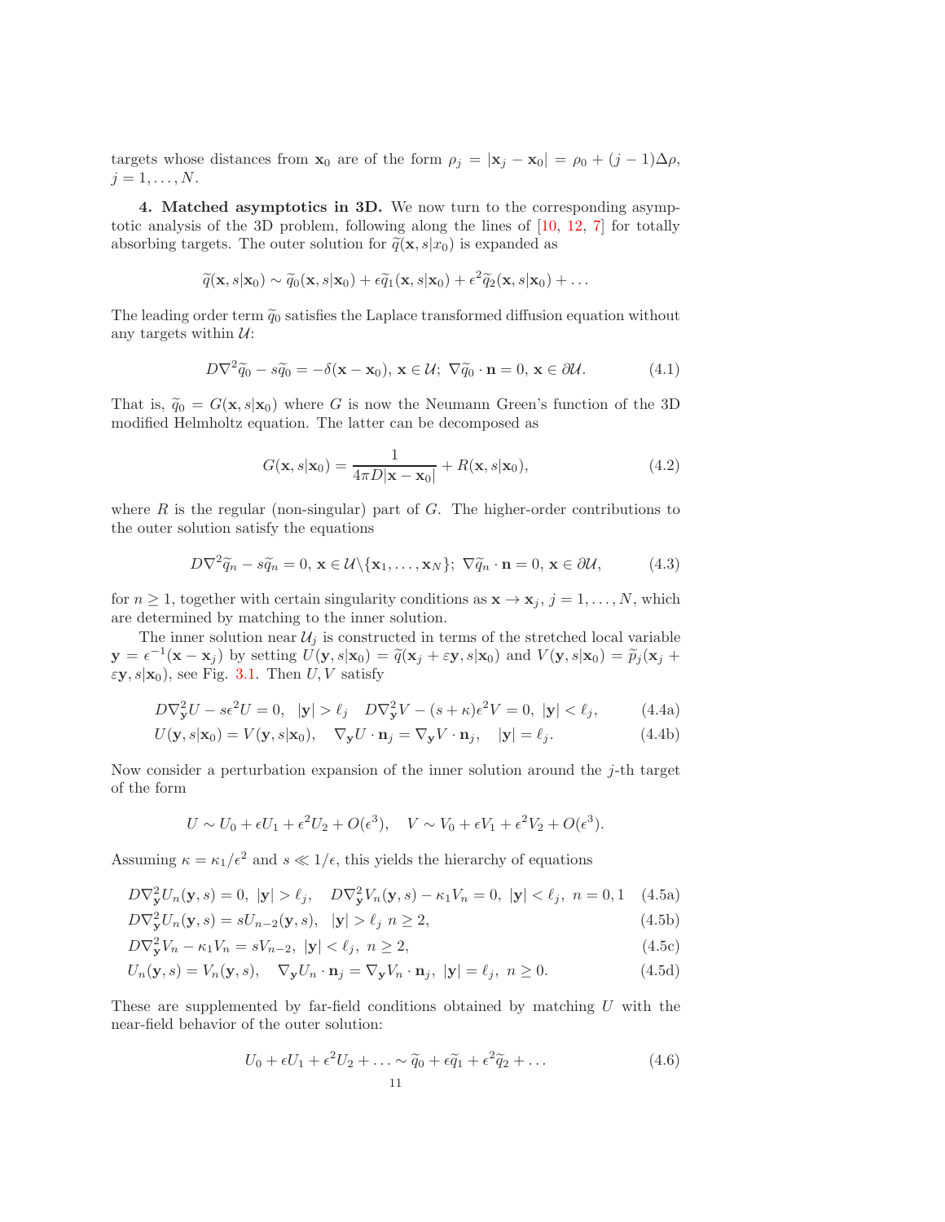targets whose distances from $\mathbf{x}_0$ are of the form $\rho_j = |\mathbf{x}_j - \mathbf{x}_0| = \rho_0 + (j-1)\Delta\rho$, $j = 1, \ldots, N$.

**4. Matched asymptotics in 3D.** We now turn to the corresponding asymptotic analysis of the 3D problem, following along the lines of [10, 12, 7] for totally absorbing targets. The outer solution for $\widetilde{q}(\mathbf{x}, s|x_0)$ is expanded as

$$\widetilde{q}(\mathbf{x}, s|\mathbf{x}_0) \sim \widetilde{q}_0(\mathbf{x}, s|\mathbf{x}_0) + \epsilon\widetilde{q}_1(\mathbf{x}, s|\mathbf{x}_0) + \epsilon^2\widetilde{q}_2(\mathbf{x}, s|\mathbf{x}_0) + \ldots$$

The leading order term $\widetilde{q}_0$ satisfies the Laplace transformed diffusion equation without any targets within $\mathcal{U}$:

$$D\nabla^2\widetilde{q}_0 - s\widetilde{q}_0 = -\delta(\mathbf{x} - \mathbf{x}_0),\ \mathbf{x} \in \mathcal{U};\ \nabla\widetilde{q}_0 \cdot \mathbf{n} = 0,\ \mathbf{x} \in \partial\mathcal{U}. \tag{4.1}$$

That is, $\widetilde{q}_0 = G(\mathbf{x}, s|\mathbf{x}_0)$ where $G$ is now the Neumann Green's function of the 3D modified Helmholtz equation. The latter can be decomposed as

$$G(\mathbf{x}, s|\mathbf{x}_0) = \frac{1}{4\pi D|\mathbf{x} - \mathbf{x}_0|} + R(\mathbf{x}, s|\mathbf{x}_0), \tag{4.2}$$

where $R$ is the regular (non-singular) part of $G$. The higher-order contributions to the outer solution satisfy the equations

$$D\nabla^2\widetilde{q}_n - s\widetilde{q}_n = 0,\ \mathbf{x} \in \mathcal{U}\backslash\{\mathbf{x}_1, \ldots, \mathbf{x}_N\};\ \nabla\widetilde{q}_n \cdot \mathbf{n} = 0,\ \mathbf{x} \in \partial\mathcal{U}, \tag{4.3}$$

for $n \geq 1$, together with certain singularity conditions as $\mathbf{x} \to \mathbf{x}_j$, $j = 1, \ldots, N$, which are determined by matching to the inner solution.

The inner solution near $\mathcal{U}_j$ is constructed in terms of the stretched local variable $\mathbf{y} = \epsilon^{-1}(\mathbf{x} - \mathbf{x}_j)$ by setting $U(\mathbf{y}, s|\mathbf{x}_0) = \widetilde{q}(\mathbf{x}_j + \varepsilon\mathbf{y}, s|\mathbf{x}_0)$ and $V(\mathbf{y}, s|\mathbf{x}_0) = \widetilde{p}_j(\mathbf{x}_j + \varepsilon\mathbf{y}, s|\mathbf{x}_0)$, see Fig. 3.1. Then $U, V$ satisfy

$$D\nabla_{\mathbf{y}}^2 U - s\epsilon^2 U = 0,\ \ |\mathbf{y}| > \ell_j \quad D\nabla_{\mathbf{y}}^2 V - (s + \kappa)\epsilon^2 V = 0,\ \ |\mathbf{y}| < \ell_j, \tag{4.4a}$$

$$U(\mathbf{y}, s|\mathbf{x}_0) = V(\mathbf{y}, s|\mathbf{x}_0), \quad \nabla_{\mathbf{y}} U \cdot \mathbf{n}_j = \nabla_{\mathbf{y}} V \cdot \mathbf{n}_j, \quad |\mathbf{y}| = \ell_j. \tag{4.4b}$$

Now consider a perturbation expansion of the inner solution around the $j$-th target of the form

$$U \sim U_0 + \epsilon U_1 + \epsilon^2 U_2 + O(\epsilon^3), \quad V \sim V_0 + \epsilon V_1 + \epsilon^2 V_2 + O(\epsilon^3).$$

Assuming $\kappa = \kappa_1/\epsilon^2$ and $s \ll 1/\epsilon$, this yields the hierarchy of equations

$$D\nabla_{\mathbf{y}}^2 U_n(\mathbf{y}, s) = 0,\ |\mathbf{y}| > \ell_j, \quad D\nabla_{\mathbf{y}}^2 V_n(\mathbf{y}, s) - \kappa_1 V_n = 0,\ |\mathbf{y}| < \ell_j,\ n = 0, 1 \tag{4.5a}$$

$$D\nabla_{\mathbf{y}}^2 U_n(\mathbf{y}, s) = sU_{n-2}(\mathbf{y}, s),\ \ |\mathbf{y}| > \ell_j\ n \geq 2, \tag{4.5b}$$

$$D\nabla_{\mathbf{y}}^2 V_n - \kappa_1 V_n = sV_{n-2},\ |\mathbf{y}| < \ell_j,\ n \geq 2, \tag{4.5c}$$

$$U_n(\mathbf{y}, s) = V_n(\mathbf{y}, s), \quad \nabla_{\mathbf{y}} U_n \cdot \mathbf{n}_j = \nabla_{\mathbf{y}} V_n \cdot \mathbf{n}_j,\ |\mathbf{y}| = \ell_j,\ n \geq 0. \tag{4.5d}$$

These are supplemented by far-field conditions obtained by matching $U$ with the near-field behavior of the outer solution:

$$U_0 + \epsilon U_1 + \epsilon^2 U_2 + \ldots \sim \widetilde{q}_0 + \epsilon\widetilde{q}_1 + \epsilon^2\widetilde{q}_2 + \ldots \tag{4.6}$$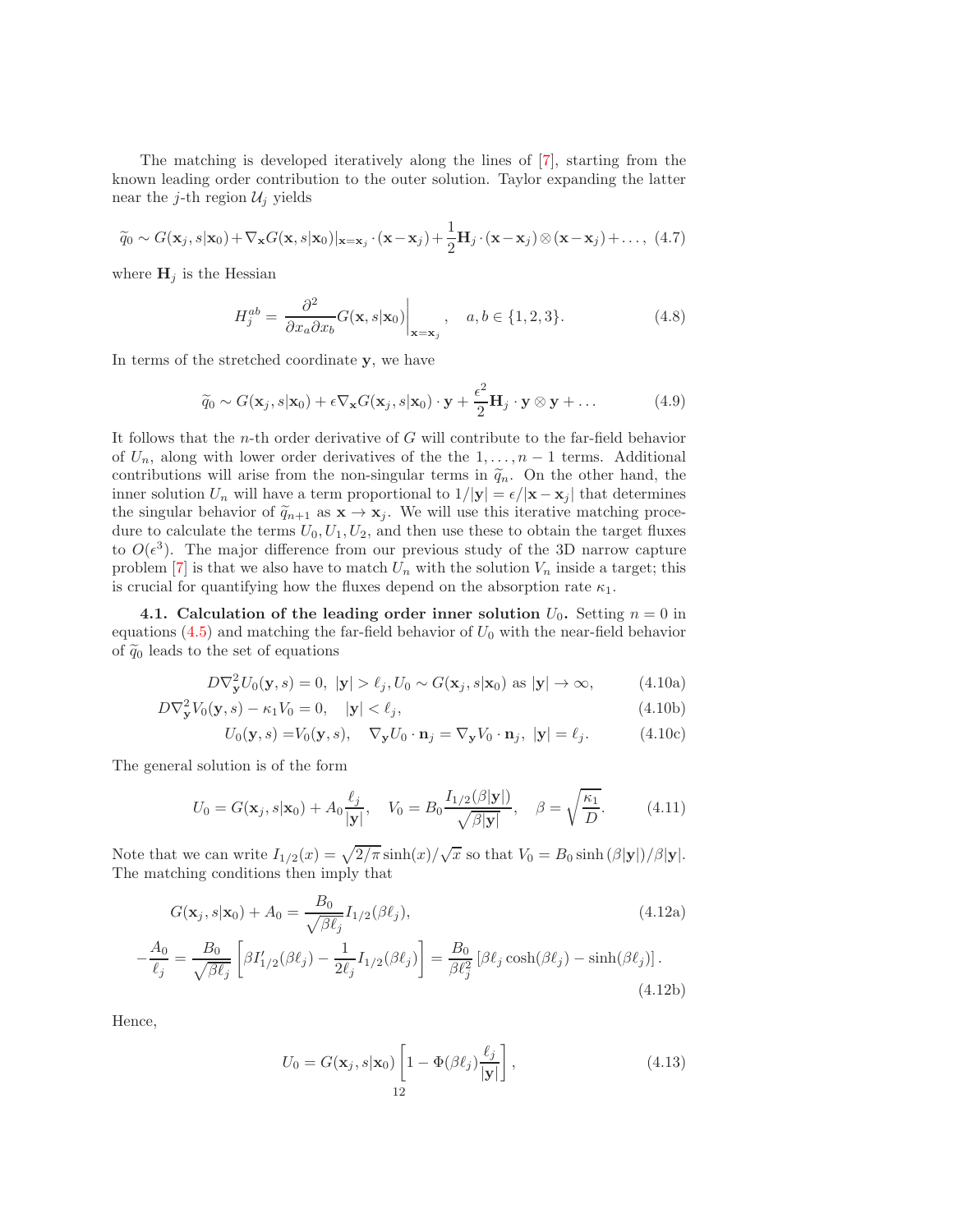The matching is developed iteratively along the lines of [7], starting from the known leading order contribution to the outer solution. Taylor expanding the latter near the $j$-th region $\mathcal{U}_j$ yields

$$\widetilde{q}_0 \sim G(\mathbf{x}_j, s|\mathbf{x}_0) + \nabla_{\mathbf{x}} G(\mathbf{x}, s|\mathbf{x}_0)|_{\mathbf{x}=\mathbf{x}_j} \cdot (\mathbf{x}-\mathbf{x}_j) + \frac{1}{2}\mathbf{H}_j \cdot (\mathbf{x}-\mathbf{x}_j) \otimes (\mathbf{x}-\mathbf{x}_j) + \ldots, \quad (4.7)$$

where $\mathbf{H}_j$ is the Hessian

$$H_j^{ab} = \frac{\partial^2}{\partial x_a \partial x_b} G(\mathbf{x}, s|\mathbf{x}_0)\bigg|_{\mathbf{x}=\mathbf{x}_j}, \quad a, b \in \{1, 2, 3\}. \quad (4.8)$$

In terms of the stretched coordinate $\mathbf{y}$, we have

$$\widetilde{q}_0 \sim G(\mathbf{x}_j, s|\mathbf{x}_0) + \epsilon \nabla_{\mathbf{x}} G(\mathbf{x}_j, s|\mathbf{x}_0) \cdot \mathbf{y} + \frac{\epsilon^2}{2}\mathbf{H}_j \cdot \mathbf{y} \otimes \mathbf{y} + \ldots \quad (4.9)$$

It follows that the $n$-th order derivative of $G$ will contribute to the far-field behavior of $U_n$, along with lower order derivatives of the the $1, \ldots, n-1$ terms. Additional contributions will arise from the non-singular terms in $\widetilde{q}_n$. On the other hand, the inner solution $U_n$ will have a term proportional to $1/|\mathbf{y}| = \epsilon/|\mathbf{x}-\mathbf{x}_j|$ that determines the singular behavior of $\widetilde{q}_{n+1}$ as $\mathbf{x} \to \mathbf{x}_j$. We will use this iterative matching procedure to calculate the terms $U_0, U_1, U_2$, and then use these to obtain the target fluxes to $O(\epsilon^3)$. The major difference from our previous study of the 3D narrow capture problem [7] is that we also have to match $U_n$ with the solution $V_n$ inside a target; this is crucial for quantifying how the fluxes depend on the absorption rate $\kappa_1$.

**4.1. Calculation of the leading order inner solution $U_0$.** Setting $n = 0$ in equations (4.5) and matching the far-field behavior of $U_0$ with the near-field behavior of $\widetilde{q}_0$ leads to the set of equations

$$D\nabla^2_{\mathbf{y}} U_0(\mathbf{y}, s) = 0, \ |\mathbf{y}| > \ell_j, U_0 \sim G(\mathbf{x}_j, s|\mathbf{x}_0) \text{ as } |\mathbf{y}| \to \infty, \quad (4.10a)$$

$$D\nabla^2_{\mathbf{y}} V_0(\mathbf{y}, s) - \kappa_1 V_0 = 0, \quad |\mathbf{y}| < \ell_j, \quad (4.10b)$$

$$U_0(\mathbf{y}, s) = V_0(\mathbf{y}, s), \quad \nabla_{\mathbf{y}} U_0 \cdot \mathbf{n}_j = \nabla_{\mathbf{y}} V_0 \cdot \mathbf{n}_j, \ |\mathbf{y}| = \ell_j. \quad (4.10c)$$

The general solution is of the form

$$U_0 = G(\mathbf{x}_j, s|\mathbf{x}_0) + A_0 \frac{\ell_j}{|\mathbf{y}|}, \quad V_0 = B_0 \frac{I_{1/2}(\beta|\mathbf{y}|)}{\sqrt{\beta|\mathbf{y}|}}, \quad \beta = \sqrt{\frac{\kappa_1}{D}}. \quad (4.11)$$

Note that we can write $I_{1/2}(x) = \sqrt{2/\pi}\sinh(x)/\sqrt{x}$ so that $V_0 = B_0 \sinh(\beta|\mathbf{y}|)/\beta|\mathbf{y}|$. The matching conditions then imply that

$$G(\mathbf{x}_j, s|\mathbf{x}_0) + A_0 = \frac{B_0}{\sqrt{\beta\ell_j}} I_{1/2}(\beta\ell_j), \quad (4.12a)$$

$$-\frac{A_0}{\ell_j} = \frac{B_0}{\sqrt{\beta\ell_j}}\left[\beta I'_{1/2}(\beta\ell_j) - \frac{1}{2\ell_j} I_{1/2}(\beta\ell_j)\right] = \frac{B_0}{\beta\ell_j^2}\left[\beta\ell_j \cosh(\beta\ell_j) - \sinh(\beta\ell_j)\right]. \quad (4.12b)$$

Hence,

$$U_0 = G(\mathbf{x}_j, s|\mathbf{x}_0)\left[1 - \Phi(\beta\ell_j)\frac{\ell_j}{|\mathbf{y}|}\right], \quad (4.13)$$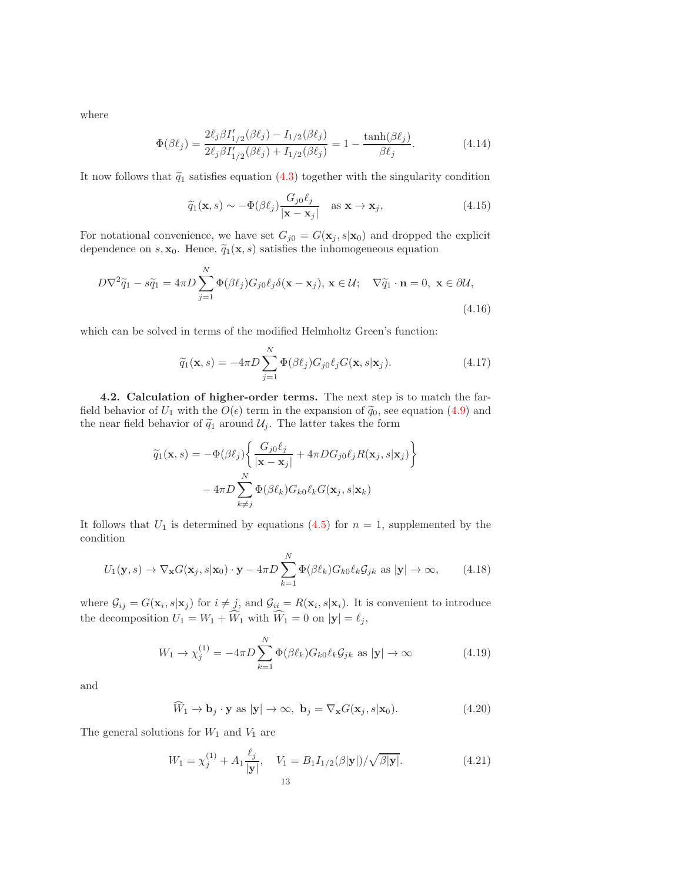where

$$\Phi(\beta\ell_j) = \frac{2\ell_j\beta I'_{1/2}(\beta\ell_j) - I_{1/2}(\beta\ell_j)}{2\ell_j\beta I'_{1/2}(\beta\ell_j) + I_{1/2}(\beta\ell_j)} = 1 - \frac{\tanh(\beta\ell_j)}{\beta\ell_j}. \tag{4.14}$$

It now follows that $\widetilde{q}_1$ satisfies equation (4.3) together with the singularity condition

$$\widetilde{q}_1(\mathbf{x},s) \sim -\Phi(\beta\ell_j)\frac{G_{j0}\ell_j}{|\mathbf{x}-\mathbf{x}_j|} \quad \text{as } \mathbf{x}\to\mathbf{x}_j, \tag{4.15}$$

For notational convenience, we have set $G_{j0} = G(\mathbf{x}_j, s|\mathbf{x}_0)$ and dropped the explicit dependence on $s, \mathbf{x}_0$. Hence, $\widetilde{q}_1(\mathbf{x},s)$ satisfies the inhomogeneous equation

$$D\nabla^2\widetilde{q}_1 - s\widetilde{q}_1 = 4\pi D\sum_{j=1}^N \Phi(\beta\ell_j)G_{j0}\ell_j\delta(\mathbf{x}-\mathbf{x}_j),\ \mathbf{x}\in\mathcal{U}; \quad \nabla\widetilde{q}_1\cdot\mathbf{n} = 0,\ \mathbf{x}\in\partial\mathcal{U}, \tag{4.16}$$

which can be solved in terms of the modified Helmholtz Green's function:

$$\widetilde{q}_1(\mathbf{x},s) = -4\pi D\sum_{j=1}^N \Phi(\beta\ell_j)G_{j0}\ell_j G(\mathbf{x},s|\mathbf{x}_j). \tag{4.17}$$

**4.2. Calculation of higher-order terms.** The next step is to match the far-field behavior of $U_1$ with the $O(\epsilon)$ term in the expansion of $\widetilde{q}_0$, see equation (4.9) and the near field behavior of $\widetilde{q}_1$ around $\mathcal{U}_j$. The latter takes the form

$$\begin{aligned}\widetilde{q}_1(\mathbf{x},s) = &-\Phi(\beta\ell_j)\bigg\{\frac{G_{j0}\ell_j}{|\mathbf{x}-\mathbf{x}_j|} + 4\pi D G_{j0}\ell_j R(\mathbf{x}_j,s|\mathbf{x}_j)\bigg\}\\ &- 4\pi D\sum_{k\neq j}^N \Phi(\beta\ell_k)G_{k0}\ell_k G(\mathbf{x}_j,s|\mathbf{x}_k)\end{aligned}$$

It follows that $U_1$ is determined by equations (4.5) for $n=1$, supplemented by the condition

$$U_1(\mathbf{y},s) \to \nabla_{\mathbf{x}}G(\mathbf{x}_j,s|\mathbf{x}_0)\cdot\mathbf{y} - 4\pi D\sum_{k=1}^N \Phi(\beta\ell_k)G_{k0}\ell_k\mathcal{G}_{jk} \text{ as } |\mathbf{y}|\to\infty, \tag{4.18}$$

where $\mathcal{G}_{ij} = G(\mathbf{x}_i,s|\mathbf{x}_j)$ for $i\neq j$, and $\mathcal{G}_{ii} = R(\mathbf{x}_i,s|\mathbf{x}_i)$. It is convenient to introduce the decomposition $U_1 = W_1 + \widehat{W}_1$ with $\widehat{W}_1 = 0$ on $|\mathbf{y}| = \ell_j$,

$$W_1 \to \chi_j^{(1)} = -4\pi D\sum_{k=1}^N \Phi(\beta\ell_k)G_{k0}\ell_k\mathcal{G}_{jk} \text{ as } |\mathbf{y}|\to\infty \tag{4.19}$$

and

$$\widehat{W}_1 \to \mathbf{b}_j\cdot\mathbf{y} \text{ as } |\mathbf{y}|\to\infty,\ \mathbf{b}_j = \nabla_{\mathbf{x}}G(\mathbf{x}_j,s|\mathbf{x}_0). \tag{4.20}$$

The general solutions for $W_1$ and $V_1$ are

$$W_1 = \chi_j^{(1)} + A_1\frac{\ell_j}{|\mathbf{y}|}, \quad V_1 = B_1 I_{1/2}(\beta|\mathbf{y}|)/\sqrt{\beta|\mathbf{y}|}. \tag{4.21}$$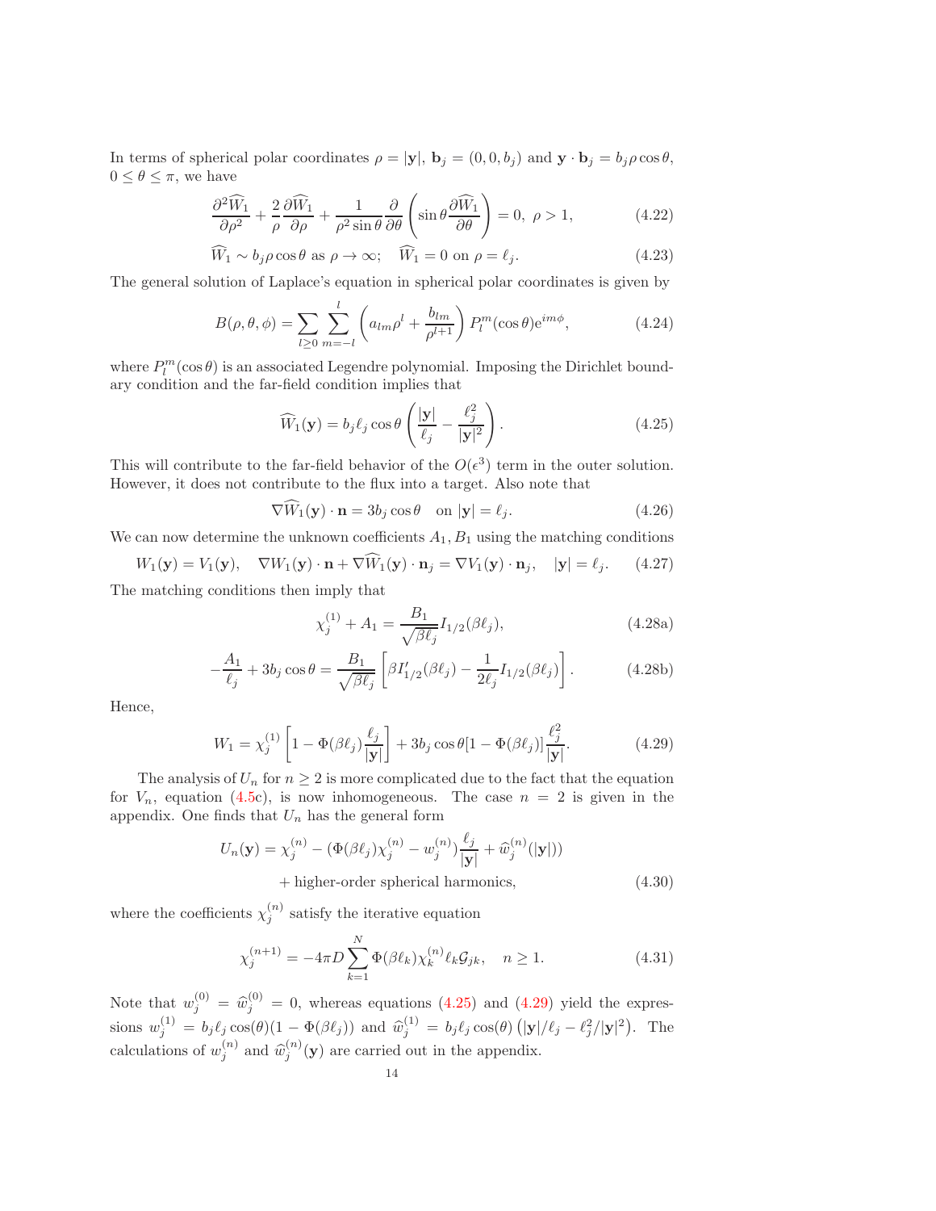In terms of spherical polar coordinates $\rho = |\mathbf{y}|$, $\mathbf{b}_j = (0, 0, b_j)$ and $\mathbf{y} \cdot \mathbf{b}_j = b_j \rho \cos\theta$, $0 \leq \theta \leq \pi$, we have

$$\frac{\partial^2 \widehat{W}_1}{\partial \rho^2} + \frac{2}{\rho}\frac{\partial \widehat{W}_1}{\partial \rho} + \frac{1}{\rho^2 \sin\theta}\frac{\partial}{\partial \theta}\left(\sin\theta \frac{\partial \widehat{W}_1}{\partial \theta}\right) = 0, \ \rho > 1, \tag{4.22}$$

$$\widehat{W}_1 \sim b_j \rho \cos\theta \text{ as } \rho \to \infty; \quad \widehat{W}_1 = 0 \text{ on } \rho = \ell_j. \tag{4.23}$$

The general solution of Laplace's equation in spherical polar coordinates is given by

$$B(\rho, \theta, \phi) = \sum_{l \geq 0} \sum_{m=-l}^{l} \left(a_{lm}\rho^l + \frac{b_{lm}}{\rho^{l+1}}\right) P_l^m(\cos\theta) \mathrm{e}^{im\phi}, \tag{4.24}$$

where $P_l^m(\cos\theta)$ is an associated Legendre polynomial. Imposing the Dirichlet boundary condition and the far-field condition implies that

$$\widehat{W}_1(\mathbf{y}) = b_j \ell_j \cos\theta \left(\frac{|\mathbf{y}|}{\ell_j} - \frac{\ell_j^2}{|\mathbf{y}|^2}\right). \tag{4.25}$$

This will contribute to the far-field behavior of the $O(\epsilon^3)$ term in the outer solution. However, it does not contribute to the flux into a target. Also note that

$$\nabla \widehat{W}_1(\mathbf{y}) \cdot \mathbf{n} = 3 b_j \cos\theta \quad \text{on } |\mathbf{y}| = \ell_j. \tag{4.26}$$

We can now determine the unknown coefficients $A_1, B_1$ using the matching conditions

$$W_1(\mathbf{y}) = V_1(\mathbf{y}), \quad \nabla W_1(\mathbf{y}) \cdot \mathbf{n} + \nabla \widehat{W}_1(\mathbf{y}) \cdot \mathbf{n}_j = \nabla V_1(\mathbf{y}) \cdot \mathbf{n}_j, \quad |\mathbf{y}| = \ell_j. \tag{4.27}$$

The matching conditions then imply that

$$\chi_j^{(1)} + A_1 = \frac{B_1}{\sqrt{\beta \ell_j}} I_{1/2}(\beta \ell_j), \tag{4.28a}$$

$$-\frac{A_1}{\ell_j} + 3 b_j \cos\theta = \frac{B_1}{\sqrt{\beta \ell_j}}\left[\beta I'_{1/2}(\beta \ell_j) - \frac{1}{2\ell_j} I_{1/2}(\beta \ell_j)\right]. \tag{4.28b}$$

Hence,

$$W_1 = \chi_j^{(1)}\left[1 - \Phi(\beta \ell_j)\frac{\ell_j}{|\mathbf{y}|}\right] + 3 b_j \cos\theta [1 - \Phi(\beta \ell_j)]\frac{\ell_j^2}{|\mathbf{y}|}. \tag{4.29}$$

The analysis of $U_n$ for $n \geq 2$ is more complicated due to the fact that the equation for $V_n$, equation (4.5c), is now inhomogeneous. The case $n = 2$ is given in the appendix. One finds that $U_n$ has the general form

$$\begin{aligned} U_n(\mathbf{y}) = \chi_j^{(n)} - (\Phi(\beta \ell_j)\chi_j^{(n)} - w_j^{(n)})\frac{\ell_j}{|\mathbf{y}|} + \widehat{w}_j^{(n)}(|\mathbf{y}|)) \\ + \text{higher-order spherical harmonics}, \end{aligned} \tag{4.30}$$

where the coefficients $\chi_j^{(n)}$ satisfy the iterative equation

$$\chi_j^{(n+1)} = -4\pi D \sum_{k=1}^{N} \Phi(\beta \ell_k) \chi_k^{(n)} \ell_k \mathcal{G}_{jk}, \quad n \geq 1. \tag{4.31}$$

Note that $w_j^{(0)} = \widehat{w}_j^{(0)} = 0$, whereas equations (4.25) and (4.29) yield the expressions $w_j^{(1)} = b_j \ell_j \cos(\theta)(1 - \Phi(\beta \ell_j))$ and $\widehat{w}_j^{(1)} = b_j \ell_j \cos(\theta)\left(|\mathbf{y}|/\ell_j - \ell_j^2/|\mathbf{y}|^2\right)$. The calculations of $w_j^{(n)}$ and $\widehat{w}_j^{(n)}(\mathbf{y})$ are carried out in the appendix.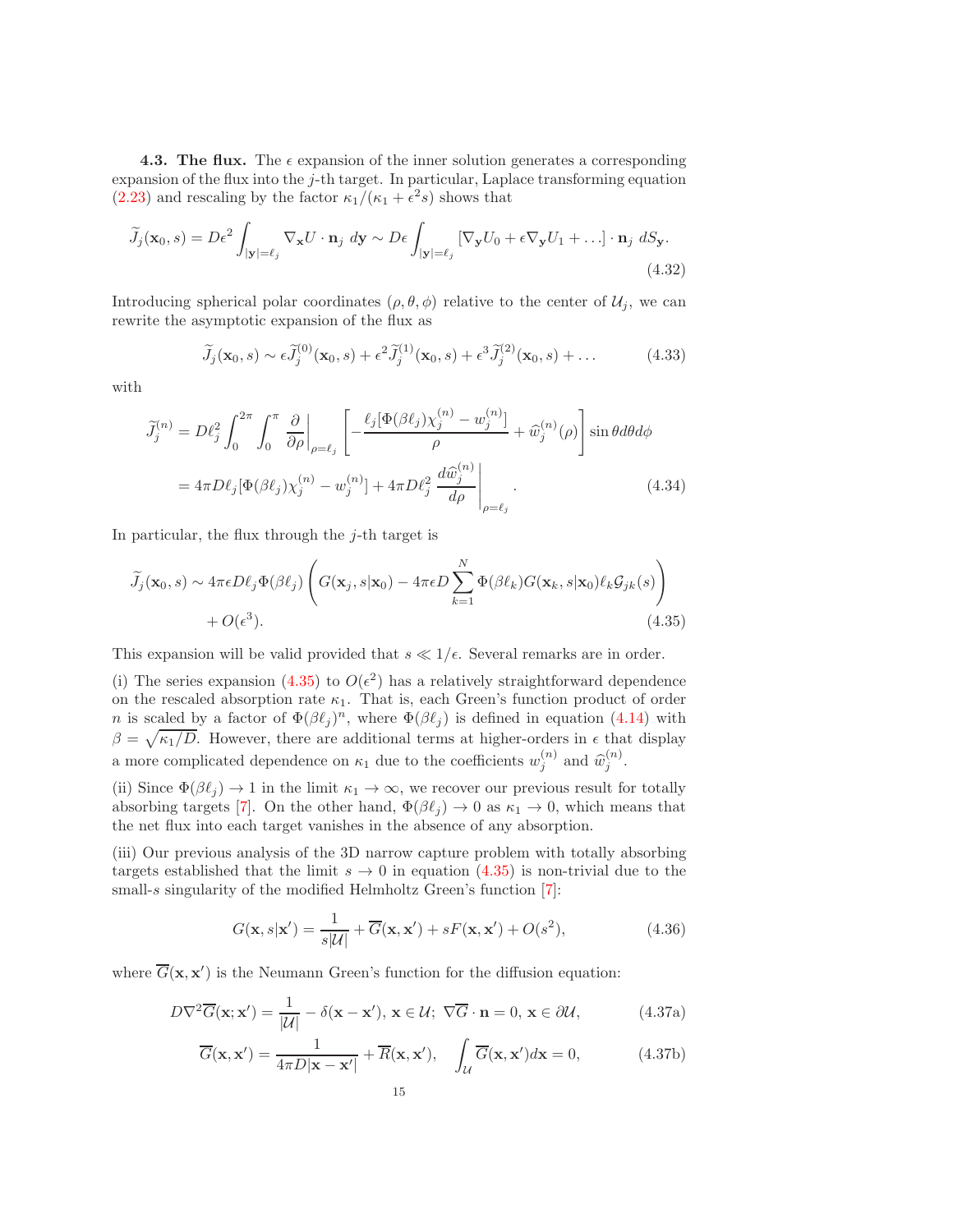**4.3. The flux.** The $\epsilon$ expansion of the inner solution generates a corresponding expansion of the flux into the $j$-th target. In particular, Laplace transforming equation (2.23) and rescaling by the factor $\kappa_1/(\kappa_1+\epsilon^2 s)$ shows that

$$\widetilde{J}_j(\mathbf{x}_0,s) = D\epsilon^2 \int_{|\mathbf{y}|=\ell_j} \nabla_{\mathbf{x}} U \cdot \mathbf{n}_j \; d\mathbf{y} \sim D\epsilon \int_{|\mathbf{y}|=\ell_j} [\nabla_{\mathbf{y}} U_0 + \epsilon \nabla_{\mathbf{y}} U_1 + \ldots] \cdot \mathbf{n}_j \; dS_{\mathbf{y}}. \tag{4.32}$$

Introducing spherical polar coordinates $(\rho,\theta,\phi)$ relative to the center of $\mathcal{U}_j$, we can rewrite the asymptotic expansion of the flux as

$$\widetilde{J}_j(\mathbf{x}_0,s) \sim \epsilon \widetilde{J}_j^{(0)}(\mathbf{x}_0,s) + \epsilon^2 \widetilde{J}_j^{(1)}(\mathbf{x}_0,s) + \epsilon^3 \widetilde{J}_j^{(2)}(\mathbf{x}_0,s) + \ldots \tag{4.33}$$

with

$$\begin{aligned}
\widetilde{J}_j^{(n)} &= D\ell_j^2 \int_0^{2\pi} \int_0^{\pi} \left.\frac{\partial}{\partial \rho}\right|_{\rho=\ell_j} \left[ -\frac{\ell_j [\Phi(\beta\ell_j)\chi_j^{(n)} - w_j^{(n)}]}{\rho} + \widehat{w}_j^{(n)}(\rho) \right] \sin\theta d\theta d\phi \\
&= 4\pi D\ell_j [\Phi(\beta\ell_j)\chi_j^{(n)} - w_j^{(n)}] + 4\pi D\ell_j^2 \left.\frac{d\widehat{w}_j^{(n)}}{d\rho}\right|_{\rho=\ell_j}.
\end{aligned} \tag{4.34}$$

In particular, the flux through the $j$-th target is

$$\widetilde{J}_j(\mathbf{x}_0,s) \sim 4\pi\epsilon D\ell_j \Phi(\beta\ell_j) \left( G(\mathbf{x}_j,s|\mathbf{x}_0) - 4\pi\epsilon D \sum_{k=1}^{N} \Phi(\beta\ell_k) G(\mathbf{x}_k,s|\mathbf{x}_0)\ell_k \mathcal{G}_{jk}(s) \right) + O(\epsilon^3). \tag{4.35}$$

This expansion will be valid provided that $s \ll 1/\epsilon$. Several remarks are in order.

(i) The series expansion (4.35) to $O(\epsilon^2)$ has a relatively straightforward dependence on the rescaled absorption rate $\kappa_1$. That is, each Green's function product of order $n$ is scaled by a factor of $\Phi(\beta\ell_j)^n$, where $\Phi(\beta\ell_j)$ is defined in equation (4.14) with $\beta = \sqrt{\kappa_1/D}$. However, there are additional terms at higher-orders in $\epsilon$ that display a more complicated dependence on $\kappa_1$ due to the coefficients $w_j^{(n)}$ and $\widehat{w}_j^{(n)}$.

(ii) Since $\Phi(\beta\ell_j) \to 1$ in the limit $\kappa_1 \to \infty$, we recover our previous result for totally absorbing targets [7]. On the other hand, $\Phi(\beta\ell_j) \to 0$ as $\kappa_1 \to 0$, which means that the net flux into each target vanishes in the absence of any absorption.

(iii) Our previous analysis of the 3D narrow capture problem with totally absorbing targets established that the limit $s \to 0$ in equation (4.35) is non-trivial due to the small-$s$ singularity of the modified Helmholtz Green's function [7]:

$$G(\mathbf{x},s|\mathbf{x}') = \frac{1}{s|\mathcal{U}|} + \overline{G}(\mathbf{x},\mathbf{x}') + sF(\mathbf{x},\mathbf{x}') + O(s^2), \tag{4.36}$$

where $\overline{G}(\mathbf{x},\mathbf{x}')$ is the Neumann Green's function for the diffusion equation:

$$D\nabla^2 \overline{G}(\mathbf{x};\mathbf{x}') = \frac{1}{|\mathcal{U}|} - \delta(\mathbf{x}-\mathbf{x}'),\ \mathbf{x} \in \mathcal{U};\ \nabla \overline{G} \cdot \mathbf{n} = 0,\ \mathbf{x} \in \partial\mathcal{U}, \tag{4.37a}$$

$$\overline{G}(\mathbf{x},\mathbf{x}') = \frac{1}{4\pi D|\mathbf{x}-\mathbf{x}'|} + \overline{R}(\mathbf{x},\mathbf{x}'), \quad \int_{\mathcal{U}} \overline{G}(\mathbf{x},\mathbf{x}') d\mathbf{x} = 0, \tag{4.37b}$$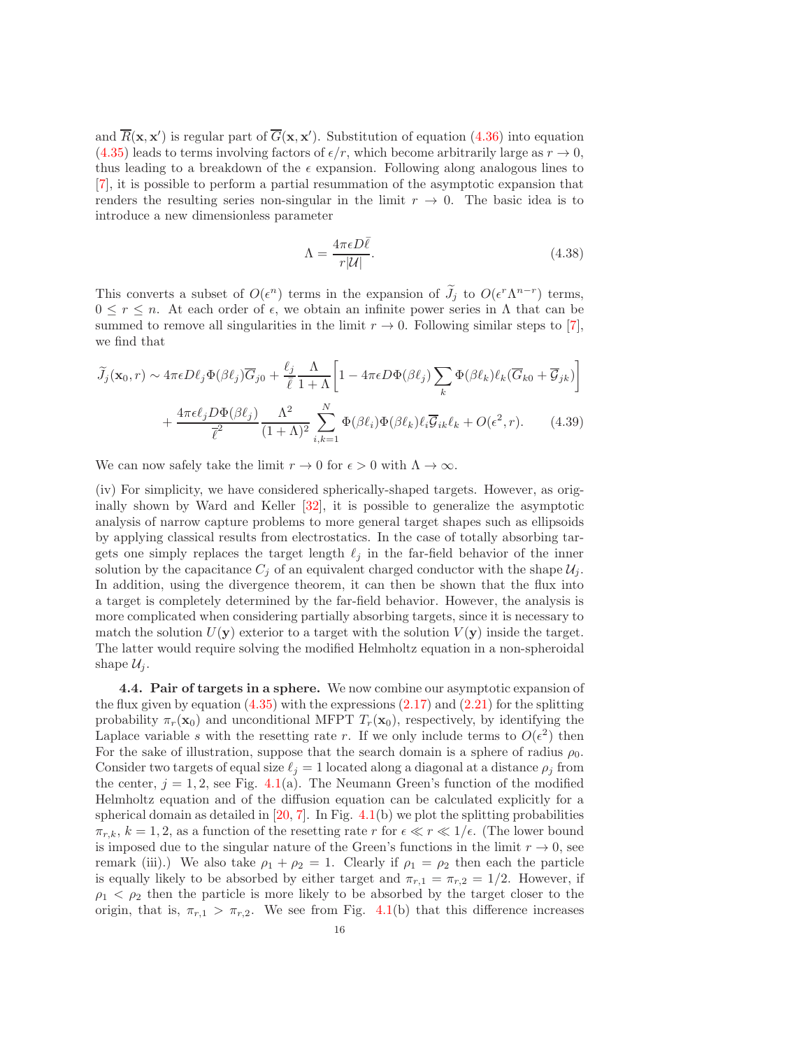and $\overline{R}(\mathbf{x}, \mathbf{x}')$ is regular part of $\overline{G}(\mathbf{x}, \mathbf{x}')$. Substitution of equation (4.36) into equation (4.35) leads to terms involving factors of $\epsilon/r$, which become arbitrarily large as $r \to 0$, thus leading to a breakdown of the $\epsilon$ expansion. Following along analogous lines to [7], it is possible to perform a partial resummation of the asymptotic expansion that renders the resulting series non-singular in the limit $r \to 0$. The basic idea is to introduce a new dimensionless parameter

$$\Lambda = \frac{4\pi\epsilon D\bar{\ell}}{r|\mathcal{U}|}. \tag{4.38}$$

This converts a subset of $O(\epsilon^n)$ terms in the expansion of $\widetilde{J}_j$ to $O(\epsilon^r \Lambda^{n-r})$ terms, $0 \leq r \leq n$. At each order of $\epsilon$, we obtain an infinite power series in $\Lambda$ that can be summed to remove all singularities in the limit $r \to 0$. Following similar steps to [7], we find that

$$\begin{aligned}\widetilde{J}_j(\mathbf{x}_0, r) \sim\ & 4\pi\epsilon D\ell_j \Phi(\beta\ell_j)\overline{G}_{j0} + \frac{\ell_j}{\bar{\ell}}\frac{\Lambda}{1+\Lambda}\left[1 - 4\pi\epsilon D\Phi(\beta\ell_j)\sum_k \Phi(\beta\ell_k)\ell_k(\overline{G}_{k0} + \overline{\mathcal{G}}_{jk})\right] \\ & + \frac{4\pi\epsilon\ell_j D\Phi(\beta\ell_j)}{\bar{\ell}^2}\frac{\Lambda^2}{(1+\Lambda)^2}\sum_{i,k=1}^N \Phi(\beta\ell_i)\Phi(\beta\ell_k)\ell_i\overline{\mathcal{G}}_{ik}\ell_k + O(\epsilon^2, r). \end{aligned} \tag{4.39}$$

We can now safely take the limit $r \to 0$ for $\epsilon > 0$ with $\Lambda \to \infty$.

(iv) For simplicity, we have considered spherically-shaped targets. However, as originally shown by Ward and Keller [32], it is possible to generalize the asymptotic analysis of narrow capture problems to more general target shapes such as ellipsoids by applying classical results from electrostatics. In the case of totally absorbing targets one simply replaces the target length $\ell_j$ in the far-field behavior of the inner solution by the capacitance $C_j$ of an equivalent charged conductor with the shape $\mathcal{U}_j$. In addition, using the divergence theorem, it can then be shown that the flux into a target is completely determined by the far-field behavior. However, the analysis is more complicated when considering partially absorbing targets, since it is necessary to match the solution $U(\mathbf{y})$ exterior to a target with the solution $V(\mathbf{y})$ inside the target. The latter would require solving the modified Helmholtz equation in a non-spheroidal shape $\mathcal{U}_j$.

**4.4. Pair of targets in a sphere.** We now combine our asymptotic expansion of the flux given by equation (4.35) with the expressions (2.17) and (2.21) for the splitting probability $\pi_r(\mathbf{x}_0)$ and unconditional MFPT $T_r(\mathbf{x}_0)$, respectively, by identifying the Laplace variable $s$ with the resetting rate $r$. If we only include terms to $O(\epsilon^2)$ then For the sake of illustration, suppose that the search domain is a sphere of radius $\rho_0$. Consider two targets of equal size $\ell_j = 1$ located along a diagonal at a distance $\rho_j$ from the center, $j = 1, 2$, see Fig. 4.1(a). The Neumann Green's function of the modified Helmholtz equation and of the diffusion equation can be calculated explicitly for a spherical domain as detailed in [20, 7]. In Fig. 4.1(b) we plot the splitting probabilities $\pi_{r,k}$, $k = 1, 2$, as a function of the resetting rate $r$ for $\epsilon \ll r \ll 1/\epsilon$. (The lower bound is imposed due to the singular nature of the Green's functions in the limit $r \to 0$, see remark (iii).) We also take $\rho_1 + \rho_2 = 1$. Clearly if $\rho_1 = \rho_2$ then each the particle is equally likely to be absorbed by either target and $\pi_{r,1} = \pi_{r,2} = 1/2$. However, if $\rho_1 < \rho_2$ then the particle is more likely to be absorbed by the target closer to the origin, that is, $\pi_{r,1} > \pi_{r,2}$. We see from Fig. 4.1(b) that this difference increases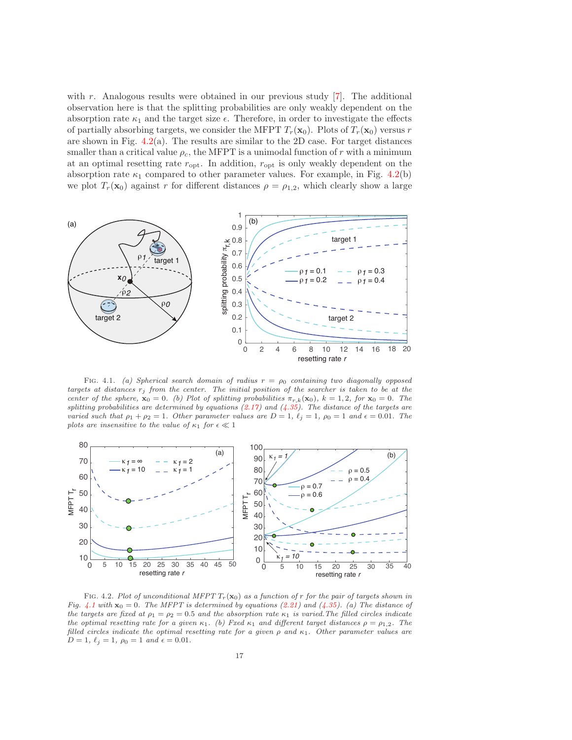with $r$. Analogous results were obtained in our previous study [7]. The additional observation here is that the splitting probabilities are only weakly dependent on the absorption rate $\kappa_1$ and the target size $\epsilon$. Therefore, in order to investigate the effects of partially absorbing targets, we consider the MFPT $T_r(\mathbf{x}_0)$. Plots of $T_r(\mathbf{x}_0)$ versus $r$ are shown in Fig. 4.2(a). The results are similar to the 2D case. For target distances smaller than a critical value $\rho_c$, the MFPT is a unimodal function of $r$ with a minimum at an optimal resetting rate $r_{\rm opt}$. In addition, $r_{\rm opt}$ is only weakly dependent on the absorption rate $\kappa_1$ compared to other parameter values. For example, in Fig. 4.2(b) we plot $T_r(\mathbf{x}_0)$ against $r$ for different distances $\rho = \rho_{1,2}$, which clearly show a large

FIG. 4.1. *(a) Spherical search domain of radius $r = \rho_0$ containing two diagonally opposed targets at distances $r_j$ from the center. The initial position of the searcher is taken to be at the center of the sphere, $\mathbf{x}_0 = 0$. (b) Plot of splitting probabilities $\pi_{r,k}(\mathbf{x}_0)$, $k = 1, 2$, for $\mathbf{x}_0 = 0$. The splitting probabilities are determined by equations (2.17) and (4.35). The distance of the targets are varied such that $\rho_1 + \rho_2 = 1$. Other parameter values are $D = 1$, $\ell_j = 1$, $\rho_0 = 1$ and $\epsilon = 0.01$. The plots are insensitive to the value of $\kappa_1$ for $\epsilon \ll 1$*

FIG. 4.2. *Plot of unconditional MFPT $T_r(\mathbf{x}_0)$ as a function of $r$ for the pair of targets shown in Fig. 4.1 with $\mathbf{x}_0 = 0$. The MFPT is determined by equations (2.21) and (4.35). (a) The distance of the targets are fixed at $\rho_1 = \rho_2 = 0.5$ and the absorption rate $\kappa_1$ is varied. The filled circles indicate the optimal resetting rate for a given $\kappa_1$. (b) Fixed $\kappa_1$ and different target distances $\rho = \rho_{1,2}$. The filled circles indicate the optimal resetting rate for a given $\rho$ and $\kappa_1$. Other parameter values are $D = 1$, $\ell_j = 1$, $\rho_0 = 1$ and $\epsilon = 0.01$.*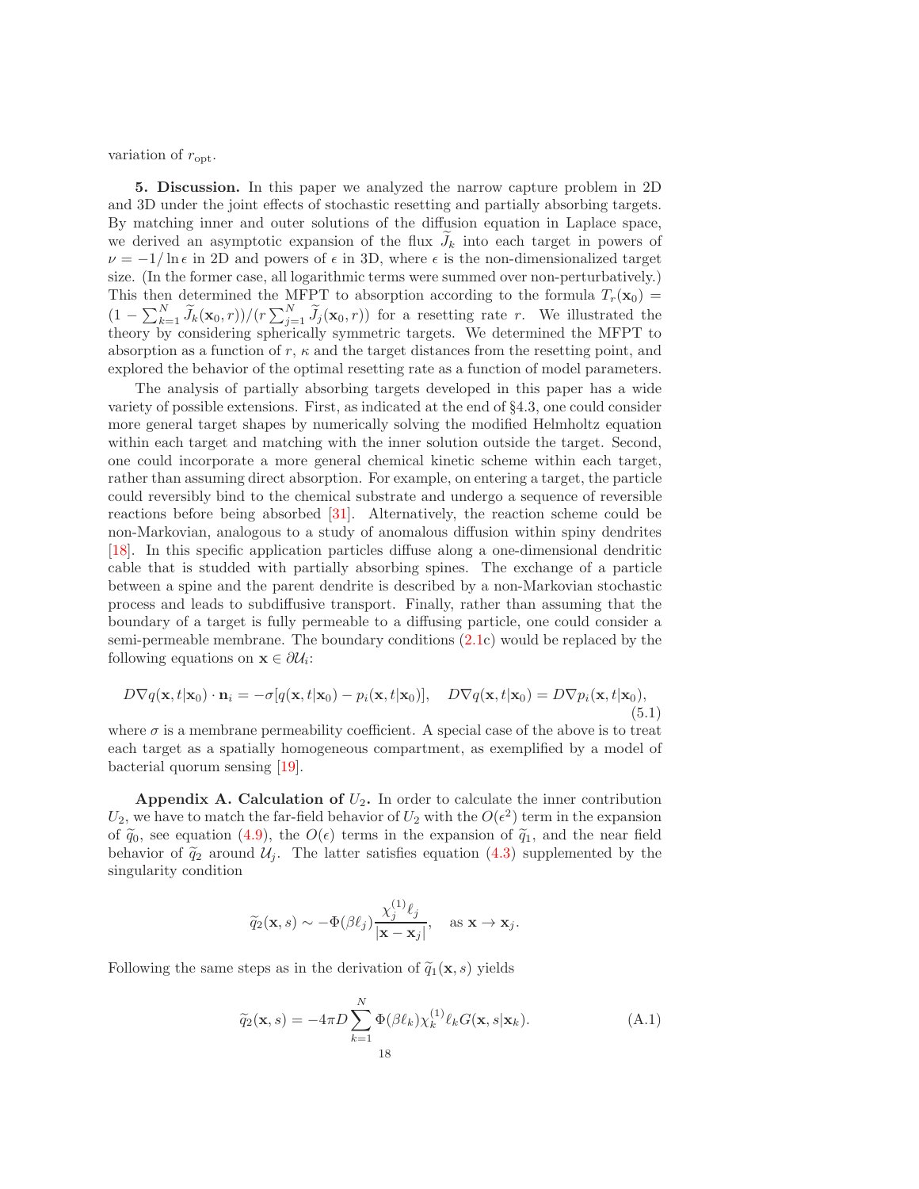variation of $r_{\rm opt}$.

**5. Discussion.** In this paper we analyzed the narrow capture problem in 2D and 3D under the joint effects of stochastic resetting and partially absorbing targets. By matching inner and outer solutions of the diffusion equation in Laplace space, we derived an asymptotic expansion of the flux $\widetilde{J}_k$ into each target in powers of $\nu = -1/\ln\epsilon$ in 2D and powers of $\epsilon$ in 3D, where $\epsilon$ is the non-dimensionalized target size. (In the former case, all logarithmic terms were summed over non-perturbatively.) This then determined the MFPT to absorption according to the formula $T_r(\mathbf{x}_0) = (1 - \sum_{k=1}^N \widetilde{J}_k(\mathbf{x}_0, r))/(r\sum_{j=1}^N \widetilde{J}_j(\mathbf{x}_0, r))$ for a resetting rate $r$. We illustrated the theory by considering spherically symmetric targets. We determined the MFPT to absorption as a function of $r$, $\kappa$ and the target distances from the resetting point, and explored the behavior of the optimal resetting rate as a function of model parameters.

The analysis of partially absorbing targets developed in this paper has a wide variety of possible extensions. First, as indicated at the end of §4.3, one could consider more general target shapes by numerically solving the modified Helmholtz equation within each target and matching with the inner solution outside the target. Second, one could incorporate a more general chemical kinetic scheme within each target, rather than assuming direct absorption. For example, on entering a target, the particle could reversibly bind to the chemical substrate and undergo a sequence of reversible reactions before being absorbed [31]. Alternatively, the reaction scheme could be non-Markovian, analogous to a study of anomalous diffusion within spiny dendrites [18]. In this specific application particles diffuse along a one-dimensional dendritic cable that is studded with partially absorbing spines. The exchange of a particle between a spine and the parent dendrite is described by a non-Markovian stochastic process and leads to subdiffusive transport. Finally, rather than assuming that the boundary of a target is fully permeable to a diffusing particle, one could consider a semi-permeable membrane. The boundary conditions (2.1c) would be replaced by the following equations on $\mathbf{x} \in \partial\mathcal{U}_i$:

$$D\nabla q(\mathbf{x}, t|\mathbf{x}_0)\cdot \mathbf{n}_i = -\sigma[q(\mathbf{x}, t|\mathbf{x}_0) - p_i(\mathbf{x}, t|\mathbf{x}_0)], \quad D\nabla q(\mathbf{x}, t|\mathbf{x}_0) = D\nabla p_i(\mathbf{x}, t|\mathbf{x}_0), \tag{5.1}$$

where $\sigma$ is a membrane permeability coefficient. A special case of the above is to treat each target as a spatially homogeneous compartment, as exemplified by a model of bacterial quorum sensing [19].

**Appendix A. Calculation of $U_2$.** In order to calculate the inner contribution $U_2$, we have to match the far-field behavior of $U_2$ with the $O(\epsilon^2)$ term in the expansion of $\widetilde{q}_0$, see equation (4.9), the $O(\epsilon)$ terms in the expansion of $\widetilde{q}_1$, and the near field behavior of $\widetilde{q}_2$ around $\mathcal{U}_j$. The latter satisfies equation (4.3) supplemented by the singularity condition

$$\widetilde{q}_2(\mathbf{x}, s) \sim -\Phi(\beta\ell_j)\frac{\chi_j^{(1)}\ell_j}{|\mathbf{x}-\mathbf{x}_j|}, \quad \text{as } \mathbf{x}\to\mathbf{x}_j.$$

Following the same steps as in the derivation of $\widetilde{q}_1(\mathbf{x}, s)$ yields

$$\widetilde{q}_2(\mathbf{x}, s) = -4\pi D\sum_{k=1}^N \Phi(\beta\ell_k)\chi_k^{(1)}\ell_k G(\mathbf{x}, s|\mathbf{x}_k). \tag{A.1}$$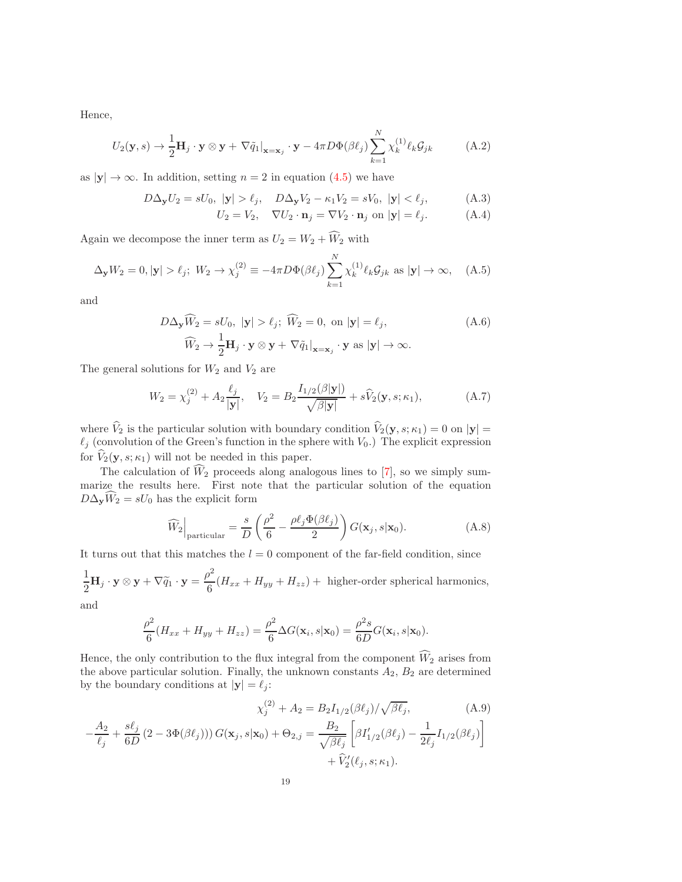Hence,

$$U_2(\mathbf{y}, s) \to \frac{1}{2}\mathbf{H}_j \cdot \mathbf{y} \otimes \mathbf{y} + \nabla \tilde{q}_1|_{\mathbf{x}=\mathbf{x}_j} \cdot \mathbf{y} - 4\pi D \Phi(\beta \ell_j) \sum_{k=1}^{N} \chi_k^{(1)} \ell_k \mathcal{G}_{jk} \tag{A.2}$$

as $|\mathbf{y}| \to \infty$. In addition, setting $n = 2$ in equation (4.5) we have

$$D\Delta_{\mathbf{y}} U_2 = sU_0, \ |\mathbf{y}| > \ell_j, \quad D\Delta_{\mathbf{y}} V_2 - \kappa_1 V_2 = sV_0, \ |\mathbf{y}| < \ell_j, \tag{A.3}$$

$$U_2 = V_2, \quad \nabla U_2 \cdot \mathbf{n}_j = \nabla V_2 \cdot \mathbf{n}_j \text{ on } |\mathbf{y}| = \ell_j. \tag{A.4}$$

Again we decompose the inner term as $U_2 = W_2 + \widehat{W}_2$ with

$$\Delta_{\mathbf{y}} W_2 = 0, |\mathbf{y}| > \ell_j; \ W_2 \to \chi_j^{(2)} \equiv -4\pi D \Phi(\beta \ell_j) \sum_{k=1}^{N} \chi_k^{(1)} \ell_k \mathcal{G}_{jk} \text{ as } |\mathbf{y}| \to \infty, \tag{A.5}$$

and

$$D\Delta_{\mathbf{y}} \widehat{W}_2 = sU_0, \ |\mathbf{y}| > \ell_j; \ \widehat{W}_2 = 0, \text{ on } |\mathbf{y}| = \ell_j, \tag{A.6}$$

$$\widehat{W}_2 \to \frac{1}{2}\mathbf{H}_j \cdot \mathbf{y} \otimes \mathbf{y} + \nabla \tilde{q}_1|_{\mathbf{x}=\mathbf{x}_j} \cdot \mathbf{y} \text{ as } |\mathbf{y}| \to \infty.$$

The general solutions for $W_2$ and $V_2$ are

$$W_2 = \chi_j^{(2)} + A_2 \frac{\ell_j}{|\mathbf{y}|}, \quad V_2 = B_2 \frac{I_{1/2}(\beta |\mathbf{y}|)}{\sqrt{\beta |\mathbf{y}|}} + s\widehat{V}_2(\mathbf{y}, s; \kappa_1), \tag{A.7}$$

where $\widehat{V}_2$ is the particular solution with boundary condition $\widehat{V}_2(\mathbf{y}, s; \kappa_1) = 0$ on $|\mathbf{y}| = \ell_j$ (convolution of the Green's function in the sphere with $V_0$.) The explicit expression for $\widehat{V}_2(\mathbf{y}, s; \kappa_1)$ will not be needed in this paper.

The calculation of $\widehat{W}_2$ proceeds along analogous lines to [7], so we simply summarize the results here. First note that the particular solution of the equation $D\Delta_{\mathbf{y}} \widehat{W}_2 = sU_0$ has the explicit form

$$\widehat{W}_2\Big|_{\text{particular}} = \frac{s}{D}\left(\frac{\rho^2}{6} - \frac{\rho \ell_j \Phi(\beta \ell_j)}{2}\right) G(\mathbf{x}_j, s|\mathbf{x}_0). \tag{A.8}$$

It turns out that this matches the $l = 0$ component of the far-field condition, since

$$\frac{1}{2}\mathbf{H}_j \cdot \mathbf{y} \otimes \mathbf{y} + \nabla \widetilde{q}_1 \cdot \mathbf{y} = \frac{\rho^2}{6}(H_{xx} + H_{yy} + H_{zz}) + \text{ higher-order spherical harmonics,}$$

and

$$\frac{\rho^2}{6}(H_{xx} + H_{yy} + H_{zz}) = \frac{\rho^2}{6}\Delta G(\mathbf{x}_i, s|\mathbf{x}_0) = \frac{\rho^2 s}{6D} G(\mathbf{x}_i, s|\mathbf{x}_0).$$

Hence, the only contribution to the flux integral from the component $\widehat{W}_2$ arises from the above particular solution. Finally, the unknown constants $A_2$, $B_2$ are determined by the boundary conditions at $|\mathbf{y}| = \ell_j$:

$$\chi_j^{(2)} + A_2 = B_2 I_{1/2}(\beta \ell_j)/\sqrt{\beta \ell_j}, \tag{A.9}$$

$$-\frac{A_2}{\ell_j} + \frac{s\ell_j}{6D}\left(2 - 3\Phi(\beta \ell_j)\right) G(\mathbf{x}_j, s|\mathbf{x}_0) + \Theta_{2,j} = \frac{B_2}{\sqrt{\beta \ell_j}}\left[\beta I'_{1/2}(\beta \ell_j) - \frac{1}{2\ell_j} I_{1/2}(\beta \ell_j)\right] + \widehat{V}'_2(\ell_j, s; \kappa_1).$$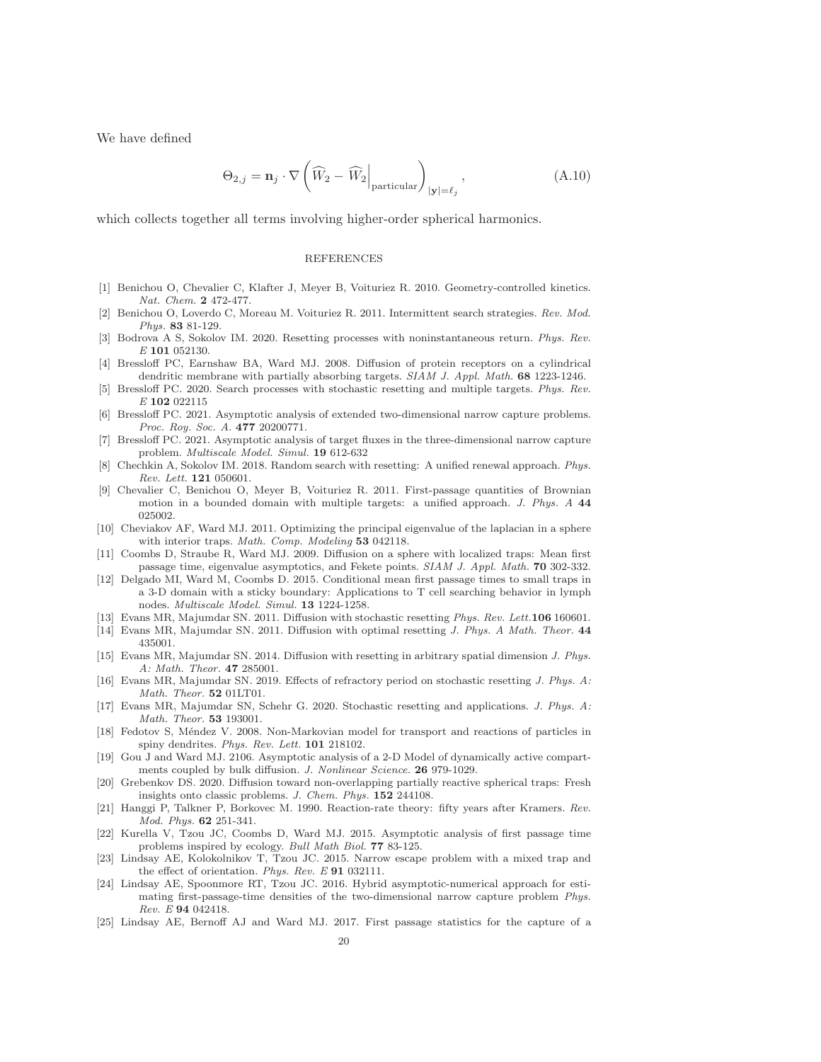We have defined

$$\Theta_{2,j} = \mathbf{n}_j \cdot \nabla \left( \widehat{W}_2 - \widehat{W}_2 \Big|_{\text{particular}} \right)_{|\mathbf{y}|=\ell_j}, \tag{A.10}$$

which collects together all terms involving higher-order spherical harmonics.

## REFERENCES

[1] Benichou O, Chevalier C, Klafter J, Meyer B, Voituriez R. 2010. Geometry-controlled kinetics. *Nat. Chem.* **2** 472-477.

[2] Benichou O, Loverdo C, Moreau M. Voituriez R. 2011. Intermittent search strategies. *Rev. Mod. Phys.* **83** 81-129.

[3] Bodrova A S, Sokolov IM. 2020. Resetting processes with noninstantaneous return. *Phys. Rev. E* **101** 052130.

[4] Bressloff PC, Earnshaw BA, Ward MJ. 2008. Diffusion of protein receptors on a cylindrical dendritic membrane with partially absorbing targets. *SIAM J. Appl. Math.* **68** 1223-1246.

[5] Bressloff PC. 2020. Search processes with stochastic resetting and multiple targets. *Phys. Rev. E* **102** 022115

[6] Bressloff PC. 2021. Asymptotic analysis of extended two-dimensional narrow capture problems. *Proc. Roy. Soc. A.* **477** 20200771.

[7] Bressloff PC. 2021. Asymptotic analysis of target fluxes in the three-dimensional narrow capture problem. *Multiscale Model. Simul.* **19** 612-632

[8] Chechkin A, Sokolov IM. 2018. Random search with resetting: A unified renewal approach. *Phys. Rev. Lett.* **121** 050601.

[9] Chevalier C, Benichou O, Meyer B, Voituriez R. 2011. First-passage quantities of Brownian motion in a bounded domain with multiple targets: a unified approach. *J. Phys. A* **44** 025002.

[10] Cheviakov AF, Ward MJ. 2011. Optimizing the principal eigenvalue of the laplacian in a sphere with interior traps. *Math. Comp. Modeling* **53** 042118.

[11] Coombs D, Straube R, Ward MJ. 2009. Diffusion on a sphere with localized traps: Mean first passage time, eigenvalue asymptotics, and Fekete points. *SIAM J. Appl. Math.* **70** 302-332.

[12] Delgado MI, Ward M, Coombs D. 2015. Conditional mean first passage times to small traps in a 3-D domain with a sticky boundary: Applications to T cell searching behavior in lymph nodes. *Multiscale Model. Simul.* **13** 1224-1258.

[13] Evans MR, Majumdar SN. 2011. Diffusion with stochastic resetting *Phys. Rev. Lett.***106** 160601.

[14] Evans MR, Majumdar SN. 2011. Diffusion with optimal resetting *J. Phys. A Math. Theor.* **44** 435001.

[15] Evans MR, Majumdar SN. 2014. Diffusion with resetting in arbitrary spatial dimension *J. Phys. A: Math. Theor.* **47** 285001.

[16] Evans MR, Majumdar SN. 2019. Effects of refractory period on stochastic resetting *J. Phys. A: Math. Theor.* **52** 01LT01.

[17] Evans MR, Majumdar SN, Schehr G. 2020. Stochastic resetting and applications. *J. Phys. A: Math. Theor.* **53** 193001.

[18] Fedotov S, Méndez V. 2008. Non-Markovian model for transport and reactions of particles in spiny dendrites. *Phys. Rev. Lett.* **101** 218102.

[19] Gou J and Ward MJ. 2106. Asymptotic analysis of a 2-D Model of dynamically active compartments coupled by bulk diffusion. *J. Nonlinear Science.* **26** 979-1029.

[20] Grebenkov DS. 2020. Diffusion toward non-overlapping partially reactive spherical traps: Fresh insights onto classic problems. *J. Chem. Phys.* **152** 244108.

[21] Hanggi P, Talkner P, Borkovec M. 1990. Reaction-rate theory: fifty years after Kramers. *Rev. Mod. Phys.* **62** 251-341.

[22] Kurella V, Tzou JC, Coombs D, Ward MJ. 2015. Asymptotic analysis of first passage time problems inspired by ecology. *Bull Math Biol.* **77** 83-125.

[23] Lindsay AE, Kolokolnikov T, Tzou JC. 2015. Narrow escape problem with a mixed trap and the effect of orientation. *Phys. Rev. E* **91** 032111.

[24] Lindsay AE, Spoonmore RT, Tzou JC. 2016. Hybrid asymptotic-numerical approach for estimating first-passage-time densities of the two-dimensional narrow capture problem *Phys. Rev. E* **94** 042418.

[25] Lindsay AE, Bernoff AJ and Ward MJ. 2017. First passage statistics for the capture of a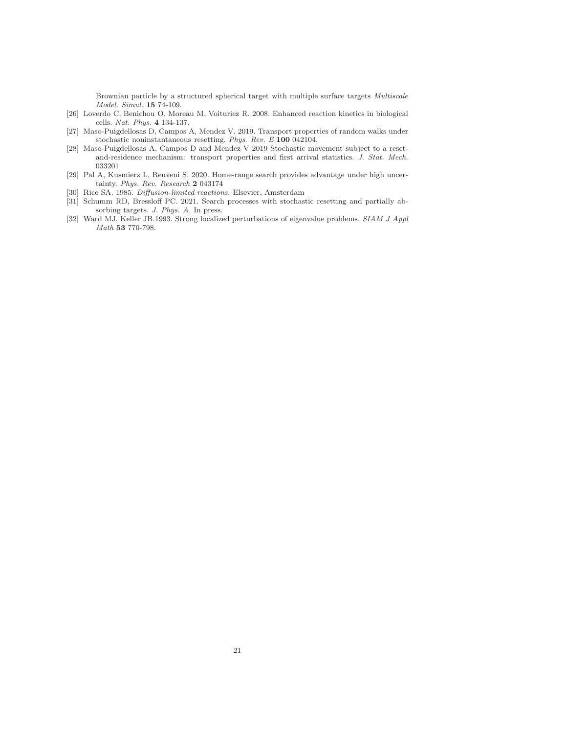Brownian particle by a structured spherical target with multiple surface targets *Multiscale Model. Simul.* **15** 74-109.

[26] Loverdo C, Benichou O, Moreau M, Voituriez R. 2008. Enhanced reaction kinetics in biological cells. *Nat. Phys.* **4** 134-137.

[27] Maso-Puigdellosas D, Campos A, Mendez V. 2019. Transport properties of random walks under stochastic noninstantaneous resetting. *Phys. Rev. E* **100** 042104.

[28] Maso-Puigdellosas A, Campos D and Mendez V 2019 Stochastic movement subject to a reset-and-residence mechanism: transport properties and first arrival statistics. *J. Stat. Mech.* 033201

[29] Pal A, Kusmierz L, Reuveni S. 2020. Home-range search provides advantage under high uncertainty. *Phys. Rev. Research* **2** 043174

[30] Rice SA. 1985. *Diffusion-limited reactions.* Elsevier, Amsterdam

[31] Schumm RD, Bressloff PC. 2021. Search processes with stochastic resetting and partially absorbing targets. *J. Phys. A.* In press.

[32] Ward MJ, Keller JB.1993. Strong localized perturbations of eigenvalue problems. *SIAM J Appl Math* **53** 770-798.